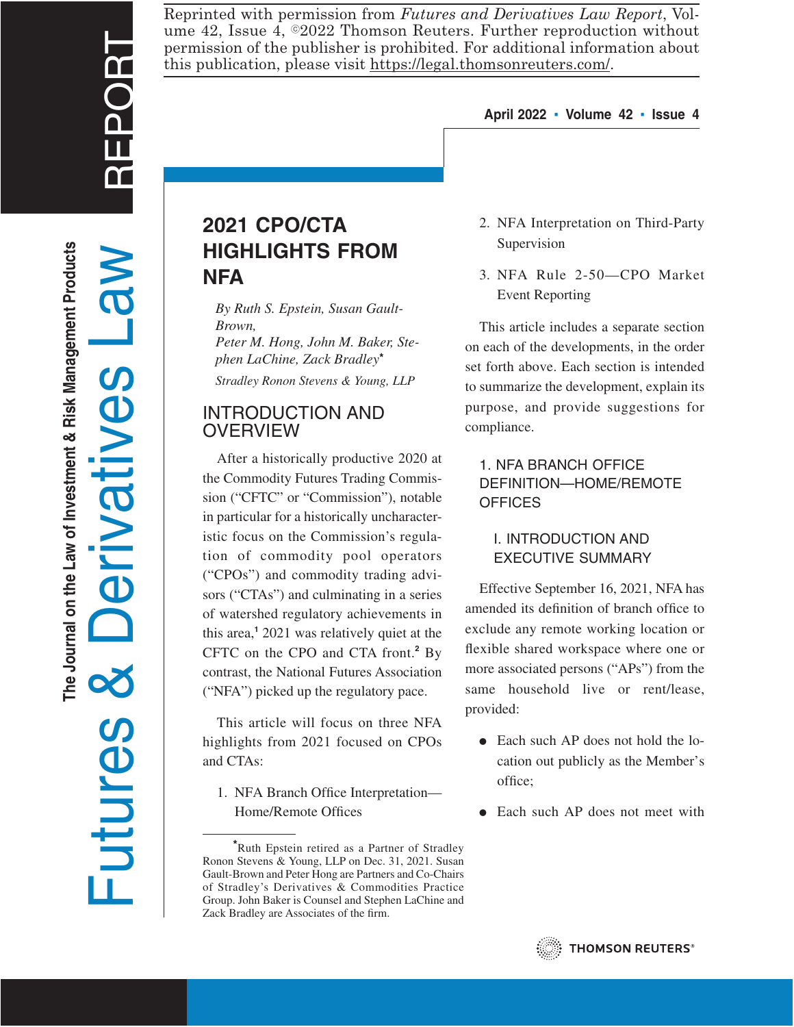Reprinted with permission from *Futures and Derivatives Law Report*, Volume 42, Issue 4, ©2022 Thomson Reuters. Further reproduction without permission of the publisher is prohibited. For additional information about this publication, please visit https://legal.thomsonreuters.com/.

# 2021 CPO/CTA HIGHLIGHTS FROM NFA

*By Ruth S. Epstein, Susan Gault-Brown, Peter M. Hong, John M. Baker, Stephen LaChine, Zack Bradley*[*]

*Stradley Ronon Stevens & Young, LLP*

## INTRODUCTION AND OVERVIEW

After a historically productive 2020 at the Commodity Futures Trading Commission ("CFTC" or "Commission"), notable in particular for a historically uncharacteristic focus on the Commission's regulation of commodity pool operators ("CPOs") and commodity trading advisors ("CTAs") and culminating in a series of watershed regulatory achievements in this area,[1] 2021 was relatively quiet at the CFTC on the CPO and CTA front.[2] By contrast, the National Futures Association ("NFA") picked up the regulatory pace.

This article will focus on three NFA highlights from 2021 focused on CPOs and CTAs:

1. NFA Branch Office Interpretation—Home/Remote Offices
2. NFA Interpretation on Third-Party Supervision
3. NFA Rule 2-50—CPO Market Event Reporting

This article includes a separate section on each of the developments, in the order set forth above. Each section is intended to summarize the development, explain its purpose, and provide suggestions for compliance.

## 1. NFA BRANCH OFFICE DEFINITION—HOME/REMOTE OFFICES

### I. INTRODUCTION AND EXECUTIVE SUMMARY

Effective September 16, 2021, NFA has amended its definition of branch office to exclude any remote working location or flexible shared workspace where one or more associated persons ("APs") from the same household live or rent/lease, provided:

- Each such AP does not hold the location out publicly as the Member's office;
- Each such AP does not meet with

[*] Ruth Epstein retired as a Partner of Stradley Ronon Stevens & Young, LLP on Dec. 31, 2021. Susan Gault-Brown and Peter Hong are Partners and Co-Chairs of Stradley's Derivatives & Commodities Practice Group. John Baker is Counsel and Stephen LaChine and Zack Bradley are Associates of the firm.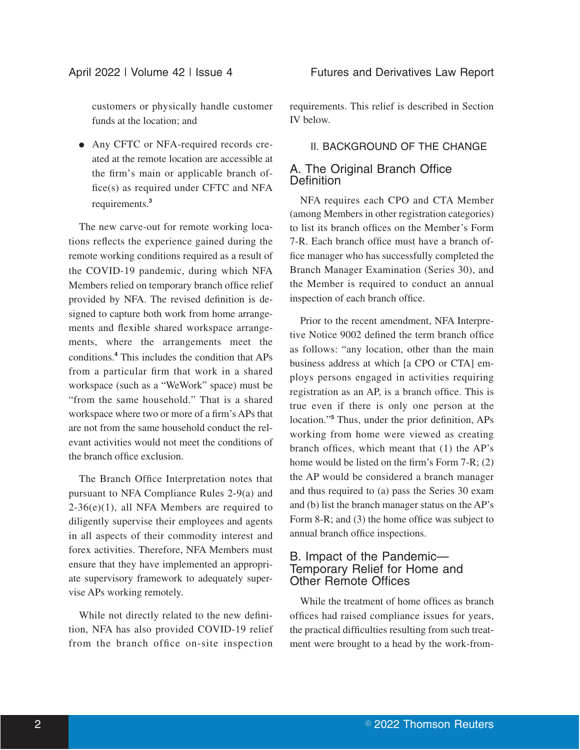customers or physically handle customer funds at the location; and

- Any CFTC or NFA-required records created at the remote location are accessible at the firm's main or applicable branch office(s) as required under CFTC and NFA requirements.[3]

The new carve-out for remote working locations reflects the experience gained during the remote working conditions required as a result of the COVID-19 pandemic, during which NFA Members relied on temporary branch office relief provided by NFA. The revised definition is designed to capture both work from home arrangements and flexible shared workspace arrangements, where the arrangements meet the conditions.[4] This includes the condition that APs from a particular firm that work in a shared workspace (such as a "WeWork" space) must be "from the same household." That is a shared workspace where two or more of a firm's APs that are not from the same household conduct the relevant activities would not meet the conditions of the branch office exclusion.

The Branch Office Interpretation notes that pursuant to NFA Compliance Rules 2-9(a) and 2-36(e)(1), all NFA Members are required to diligently supervise their employees and agents in all aspects of their commodity interest and forex activities. Therefore, NFA Members must ensure that they have implemented an appropriate supervisory framework to adequately supervise APs working remotely.

While not directly related to the new definition, NFA has also provided COVID-19 relief from the branch office on-site inspection requirements. This relief is described in Section IV below.

## II. BACKGROUND OF THE CHANGE

### A. The Original Branch Office Definition

NFA requires each CPO and CTA Member (among Members in other registration categories) to list its branch offices on the Member's Form 7-R. Each branch office must have a branch office manager who has successfully completed the Branch Manager Examination (Series 30), and the Member is required to conduct an annual inspection of each branch office.

Prior to the recent amendment, NFA Interpretive Notice 9002 defined the term branch office as follows: "any location, other than the main business address at which [a CPO or CTA] employs persons engaged in activities requiring registration as an AP, is a branch office. This is true even if there is only one person at the location."[5] Thus, under the prior definition, APs working from home were viewed as creating branch offices, which meant that (1) the AP's home would be listed on the firm's Form 7-R; (2) the AP would be considered a branch manager and thus required to (a) pass the Series 30 exam and (b) list the branch manager status on the AP's Form 8-R; and (3) the home office was subject to annual branch office inspections.

### B. Impact of the Pandemic—Temporary Relief for Home and Other Remote Offices

While the treatment of home offices as branch offices had raised compliance issues for years, the practical difficulties resulting from such treatment were brought to a head by the work-from-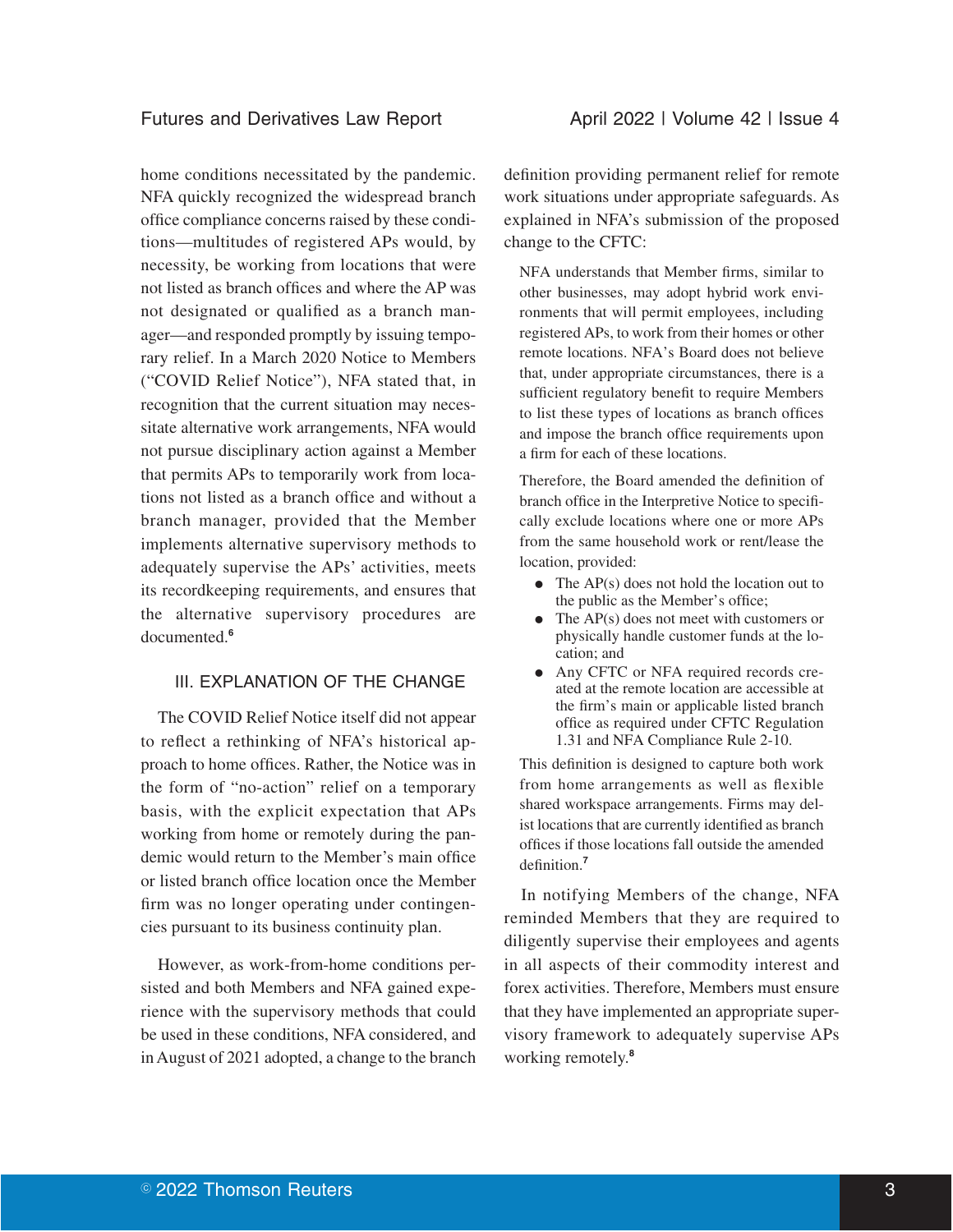home conditions necessitated by the pandemic. NFA quickly recognized the widespread branch office compliance concerns raised by these conditions—multitudes of registered APs would, by necessity, be working from locations that were not listed as branch offices and where the AP was not designated or qualified as a branch manager—and responded promptly by issuing temporary relief. In a March 2020 Notice to Members ("COVID Relief Notice"), NFA stated that, in recognition that the current situation may necessitate alternative work arrangements, NFA would not pursue disciplinary action against a Member that permits APs to temporarily work from locations not listed as a branch office and without a branch manager, provided that the Member implements alternative supervisory methods to adequately supervise the APs' activities, meets its recordkeeping requirements, and ensures that the alternative supervisory procedures are documented.[6]

## III. EXPLANATION OF THE CHANGE

The COVID Relief Notice itself did not appear to reflect a rethinking of NFA's historical approach to home offices. Rather, the Notice was in the form of "no-action" relief on a temporary basis, with the explicit expectation that APs working from home or remotely during the pandemic would return to the Member's main office or listed branch office location once the Member firm was no longer operating under contingencies pursuant to its business continuity plan.

However, as work-from-home conditions persisted and both Members and NFA gained experience with the supervisory methods that could be used in these conditions, NFA considered, and in August of 2021 adopted, a change to the branch definition providing permanent relief for remote work situations under appropriate safeguards. As explained in NFA's submission of the proposed change to the CFTC:

> NFA understands that Member firms, similar to other businesses, may adopt hybrid work environments that will permit employees, including registered APs, to work from their homes or other remote locations. NFA's Board does not believe that, under appropriate circumstances, there is a sufficient regulatory benefit to require Members to list these types of locations as branch offices and impose the branch office requirements upon a firm for each of these locations.
>
> Therefore, the Board amended the definition of branch office in the Interpretive Notice to specifically exclude locations where one or more APs from the same household work or rent/lease the location, provided:
>
> - The AP(s) does not hold the location out to the public as the Member's office;
> - The AP(s) does not meet with customers or physically handle customer funds at the location; and
> - Any CFTC or NFA required records created at the remote location are accessible at the firm's main or applicable listed branch office as required under CFTC Regulation 1.31 and NFA Compliance Rule 2-10.
>
> This definition is designed to capture both work from home arrangements as well as flexible shared workspace arrangements. Firms may delist locations that are currently identified as branch offices if those locations fall outside the amended definition.[7]

In notifying Members of the change, NFA reminded Members that they are required to diligently supervise their employees and agents in all aspects of their commodity interest and forex activities. Therefore, Members must ensure that they have implemented an appropriate supervisory framework to adequately supervise APs working remotely.[8]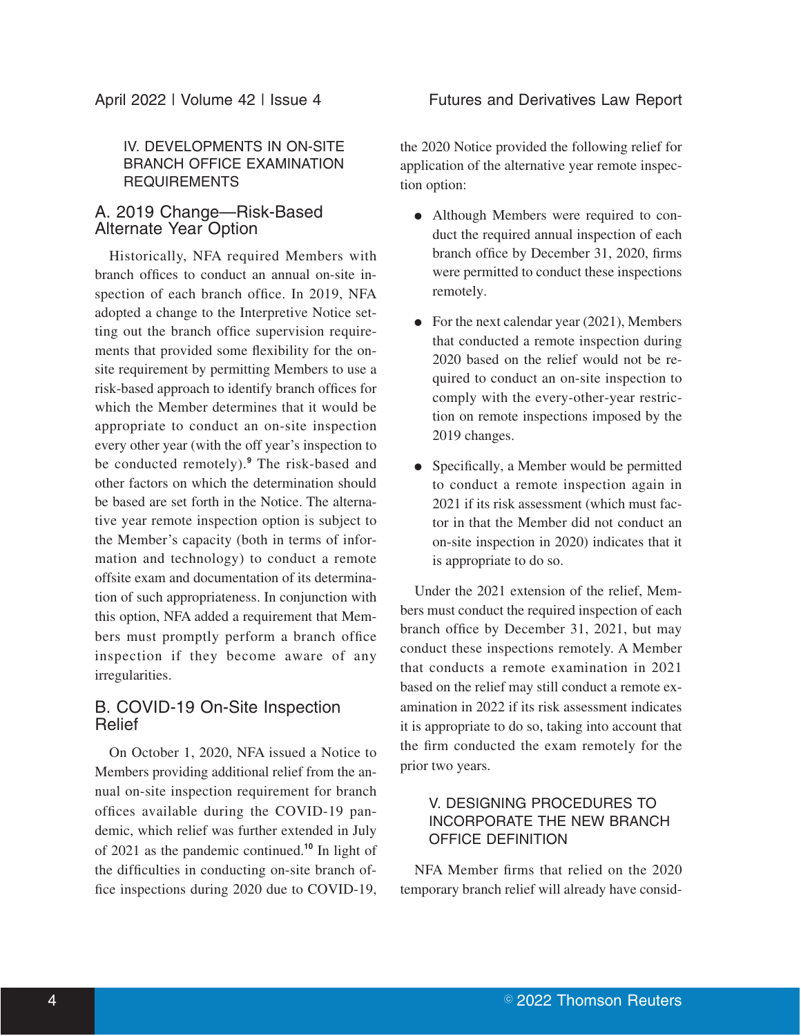## IV. DEVELOPMENTS IN ON-SITE BRANCH OFFICE EXAMINATION REQUIREMENTS

### A. 2019 Change—Risk-Based Alternate Year Option

Historically, NFA required Members with branch offices to conduct an annual on-site inspection of each branch office. In 2019, NFA adopted a change to the Interpretive Notice setting out the branch office supervision requirements that provided some flexibility for the on-site requirement by permitting Members to use a risk-based approach to identify branch offices for which the Member determines that it would be appropriate to conduct an on-site inspection every other year (with the off year's inspection to be conducted remotely).[9] The risk-based and other factors on which the determination should be based are set forth in the Notice. The alternative year remote inspection option is subject to the Member's capacity (both in terms of information and technology) to conduct a remote offsite exam and documentation of its determination of such appropriateness. In conjunction with this option, NFA added a requirement that Members must promptly perform a branch office inspection if they become aware of any irregularities.

### B. COVID-19 On-Site Inspection Relief

On October 1, 2020, NFA issued a Notice to Members providing additional relief from the annual on-site inspection requirement for branch offices available during the COVID-19 pandemic, which relief was further extended in July of 2021 as the pandemic continued.[10] In light of the difficulties in conducting on-site branch office inspections during 2020 due to COVID-19, the 2020 Notice provided the following relief for application of the alternative year remote inspection option:

- Although Members were required to conduct the required annual inspection of each branch office by December 31, 2020, firms were permitted to conduct these inspections remotely.
- For the next calendar year (2021), Members that conducted a remote inspection during 2020 based on the relief would not be required to conduct an on-site inspection to comply with the every-other-year restriction on remote inspections imposed by the 2019 changes.
- Specifically, a Member would be permitted to conduct a remote inspection again in 2021 if its risk assessment (which must factor in that the Member did not conduct an on-site inspection in 2020) indicates that it is appropriate to do so.

Under the 2021 extension of the relief, Members must conduct the required inspection of each branch office by December 31, 2021, but may conduct these inspections remotely. A Member that conducts a remote examination in 2021 based on the relief may still conduct a remote examination in 2022 if its risk assessment indicates it is appropriate to do so, taking into account that the firm conducted the exam remotely for the prior two years.

## V. DESIGNING PROCEDURES TO INCORPORATE THE NEW BRANCH OFFICE DEFINITION

NFA Member firms that relied on the 2020 temporary branch relief will already have consid-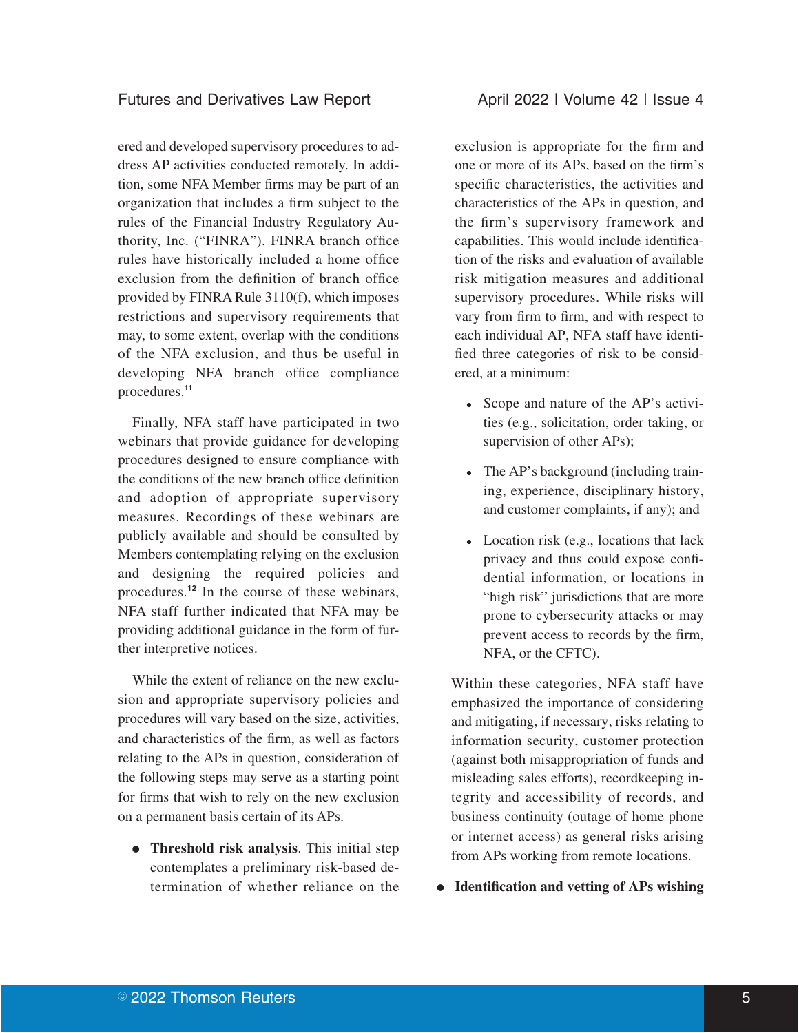ered and developed supervisory procedures to address AP activities conducted remotely. In addition, some NFA Member firms may be part of an organization that includes a firm subject to the rules of the Financial Industry Regulatory Authority, Inc. ("FINRA"). FINRA branch office rules have historically included a home office exclusion from the definition of branch office provided by FINRA Rule 3110(f), which imposes restrictions and supervisory requirements that may, to some extent, overlap with the conditions of the NFA exclusion, and thus be useful in developing NFA branch office compliance procedures.[11]

Finally, NFA staff have participated in two webinars that provide guidance for developing procedures designed to ensure compliance with the conditions of the new branch office definition and adoption of appropriate supervisory measures. Recordings of these webinars are publicly available and should be consulted by Members contemplating relying on the exclusion and designing the required policies and procedures.[12] In the course of these webinars, NFA staff further indicated that NFA may be providing additional guidance in the form of further interpretive notices.

While the extent of reliance on the new exclusion and appropriate supervisory policies and procedures will vary based on the size, activities, and characteristics of the firm, as well as factors relating to the APs in question, consideration of the following steps may serve as a starting point for firms that wish to rely on the new exclusion on a permanent basis certain of its APs.

- **Threshold risk analysis**. This initial step contemplates a preliminary risk-based determination of whether reliance on the exclusion is appropriate for the firm and one or more of its APs, based on the firm's specific characteristics, the activities and characteristics of the APs in question, and the firm's supervisory framework and capabilities. This would include identification of the risks and evaluation of available risk mitigation measures and additional supervisory procedures. While risks will vary from firm to firm, and with respect to each individual AP, NFA staff have identified three categories of risk to be considered, at a minimum:

  - Scope and nature of the AP's activities (e.g., solicitation, order taking, or supervision of other APs);
  - The AP's background (including training, experience, disciplinary history, and customer complaints, if any); and
  - Location risk (e.g., locations that lack privacy and thus could expose confidential information, or locations in "high risk" jurisdictions that are more prone to cybersecurity attacks or may prevent access to records by the firm, NFA, or the CFTC).

  Within these categories, NFA staff have emphasized the importance of considering and mitigating, if necessary, risks relating to information security, customer protection (against both misappropriation of funds and misleading sales efforts), recordkeeping integrity and accessibility of records, and business continuity (outage of home phone or internet access) as general risks arising from APs working from remote locations.

- **Identification and vetting of APs wishing**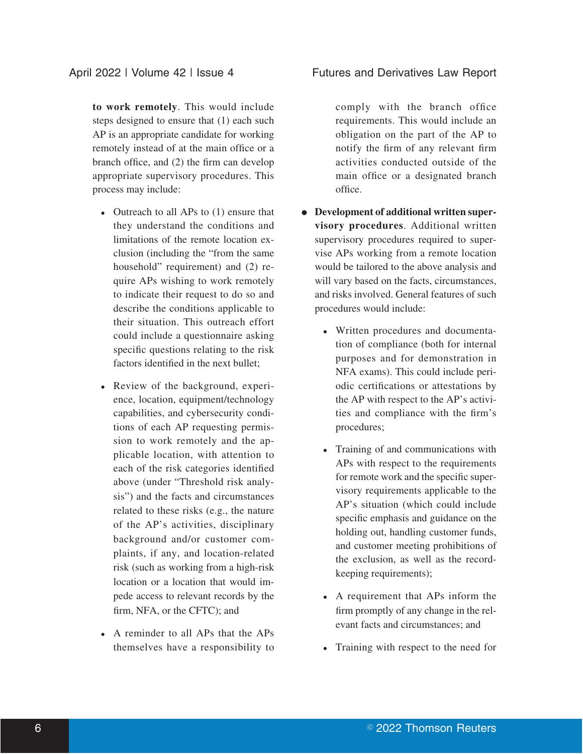**to work remotely**. This would include steps designed to ensure that (1) each such AP is an appropriate candidate for working remotely instead of at the main office or a branch office, and (2) the firm can develop appropriate supervisory procedures. This process may include:

- Outreach to all APs to (1) ensure that they understand the conditions and limitations of the remote location exclusion (including the "from the same household" requirement) and (2) require APs wishing to work remotely to indicate their request to do so and describe the conditions applicable to their situation. This outreach effort could include a questionnaire asking specific questions relating to the risk factors identified in the next bullet;
- Review of the background, experience, location, equipment/technology capabilities, and cybersecurity conditions of each AP requesting permission to work remotely and the applicable location, with attention to each of the risk categories identified above (under "Threshold risk analysis") and the facts and circumstances related to these risks (e.g., the nature of the AP's activities, disciplinary background and/or customer complaints, if any, and location-related risk (such as working from a high-risk location or a location that would impede access to relevant records by the firm, NFA, or the CFTC); and
- A reminder to all APs that the APs themselves have a responsibility to comply with the branch office requirements. This would include an obligation on the part of the AP to notify the firm of any relevant firm activities conducted outside of the main office or a designated branch office.

- **Development of additional written supervisory procedures**. Additional written supervisory procedures required to supervise APs working from a remote location would be tailored to the above analysis and will vary based on the facts, circumstances, and risks involved. General features of such procedures would include:
  - Written procedures and documentation of compliance (both for internal purposes and for demonstration in NFA exams). This could include periodic certifications or attestations by the AP with respect to the AP's activities and compliance with the firm's procedures;
  - Training of and communications with APs with respect to the requirements for remote work and the specific supervisory requirements applicable to the AP's situation (which could include specific emphasis and guidance on the holding out, handling customer funds, and customer meeting prohibitions of the exclusion, as well as the recordkeeping requirements);
  - A requirement that APs inform the firm promptly of any change in the relevant facts and circumstances; and
  - Training with respect to the need for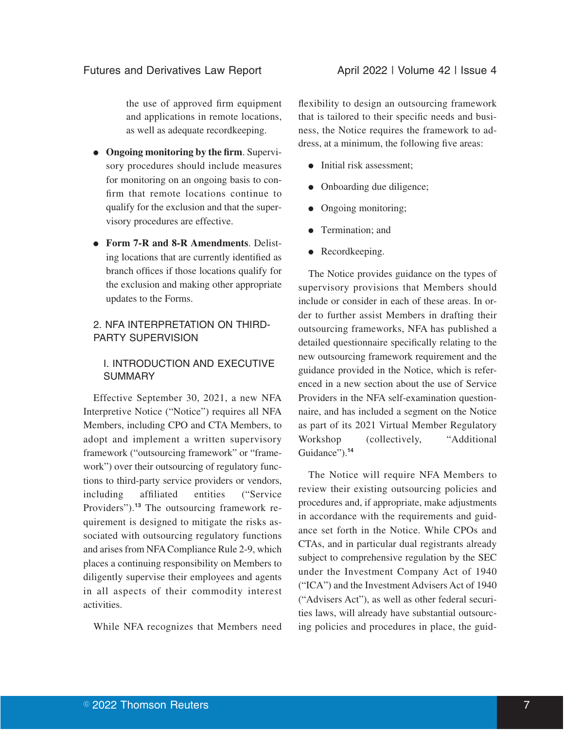the use of approved firm equipment and applications in remote locations, as well as adequate recordkeeping.

- **Ongoing monitoring by the firm**. Supervisory procedures should include measures for monitoring on an ongoing basis to confirm that remote locations continue to qualify for the exclusion and that the supervisory procedures are effective.
- **Form 7-R and 8-R Amendments**. Delisting locations that are currently identified as branch offices if those locations qualify for the exclusion and making other appropriate updates to the Forms.

## 2. NFA INTERPRETATION ON THIRD-PARTY SUPERVISION

### I. INTRODUCTION AND EXECUTIVE SUMMARY

Effective September 30, 2021, a new NFA Interpretive Notice ("Notice") requires all NFA Members, including CPO and CTA Members, to adopt and implement a written supervisory framework ("outsourcing framework" or "framework") over their outsourcing of regulatory functions to third-party service providers or vendors, including affiliated entities ("Service Providers").[13] The outsourcing framework requirement is designed to mitigate the risks associated with outsourcing regulatory functions and arises from NFA Compliance Rule 2-9, which places a continuing responsibility on Members to diligently supervise their employees and agents in all aspects of their commodity interest activities.

While NFA recognizes that Members need flexibility to design an outsourcing framework that is tailored to their specific needs and business, the Notice requires the framework to address, at a minimum, the following five areas:

- Initial risk assessment;
- Onboarding due diligence;
- Ongoing monitoring;
- Termination; and
- Recordkeeping.

The Notice provides guidance on the types of supervisory provisions that Members should include or consider in each of these areas. In order to further assist Members in drafting their outsourcing frameworks, NFA has published a detailed questionnaire specifically relating to the new outsourcing framework requirement and the guidance provided in the Notice, which is referenced in a new section about the use of Service Providers in the NFA self-examination questionnaire, and has included a segment on the Notice as part of its 2021 Virtual Member Regulatory Workshop (collectively, "Additional Guidance").[14]

The Notice will require NFA Members to review their existing outsourcing policies and procedures and, if appropriate, make adjustments in accordance with the requirements and guidance set forth in the Notice. While CPOs and CTAs, and in particular dual registrants already subject to comprehensive regulation by the SEC under the Investment Company Act of 1940 ("ICA") and the Investment Advisers Act of 1940 ("Advisers Act"), as well as other federal securities laws, will already have substantial outsourcing policies and procedures in place, the guid-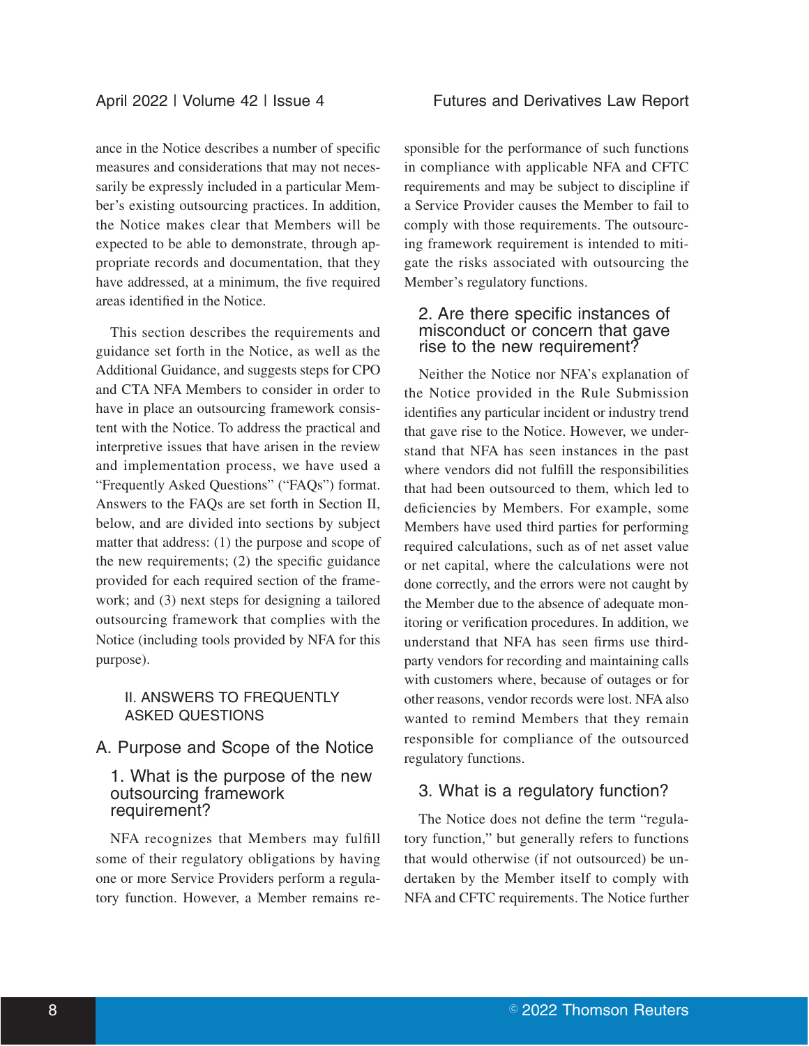ance in the Notice describes a number of specific measures and considerations that may not necessarily be expressly included in a particular Member's existing outsourcing practices. In addition, the Notice makes clear that Members will be expected to be able to demonstrate, through appropriate records and documentation, that they have addressed, at a minimum, the five required areas identified in the Notice.

This section describes the requirements and guidance set forth in the Notice, as well as the Additional Guidance, and suggests steps for CPO and CTA NFA Members to consider in order to have in place an outsourcing framework consistent with the Notice. To address the practical and interpretive issues that have arisen in the review and implementation process, we have used a "Frequently Asked Questions" ("FAQs") format. Answers to the FAQs are set forth in Section II, below, and are divided into sections by subject matter that address: (1) the purpose and scope of the new requirements; (2) the specific guidance provided for each required section of the framework; and (3) next steps for designing a tailored outsourcing framework that complies with the Notice (including tools provided by NFA for this purpose).

## II. ANSWERS TO FREQUENTLY ASKED QUESTIONS

### A. Purpose and Scope of the Notice

#### 1. What is the purpose of the new outsourcing framework requirement?

NFA recognizes that Members may fulfill some of their regulatory obligations by having one or more Service Providers perform a regulatory function. However, a Member remains responsible for the performance of such functions in compliance with applicable NFA and CFTC requirements and may be subject to discipline if a Service Provider causes the Member to fail to comply with those requirements. The outsourcing framework requirement is intended to mitigate the risks associated with outsourcing the Member's regulatory functions.

#### 2. Are there specific instances of misconduct or concern that gave rise to the new requirement?

Neither the Notice nor NFA's explanation of the Notice provided in the Rule Submission identifies any particular incident or industry trend that gave rise to the Notice. However, we understand that NFA has seen instances in the past where vendors did not fulfill the responsibilities that had been outsourced to them, which led to deficiencies by Members. For example, some Members have used third parties for performing required calculations, such as of net asset value or net capital, where the calculations were not done correctly, and the errors were not caught by the Member due to the absence of adequate monitoring or verification procedures. In addition, we understand that NFA has seen firms use third-party vendors for recording and maintaining calls with customers where, because of outages or for other reasons, vendor records were lost. NFA also wanted to remind Members that they remain responsible for compliance of the outsourced regulatory functions.

#### 3. What is a regulatory function?

The Notice does not define the term "regulatory function," but generally refers to functions that would otherwise (if not outsourced) be undertaken by the Member itself to comply with NFA and CFTC requirements. The Notice further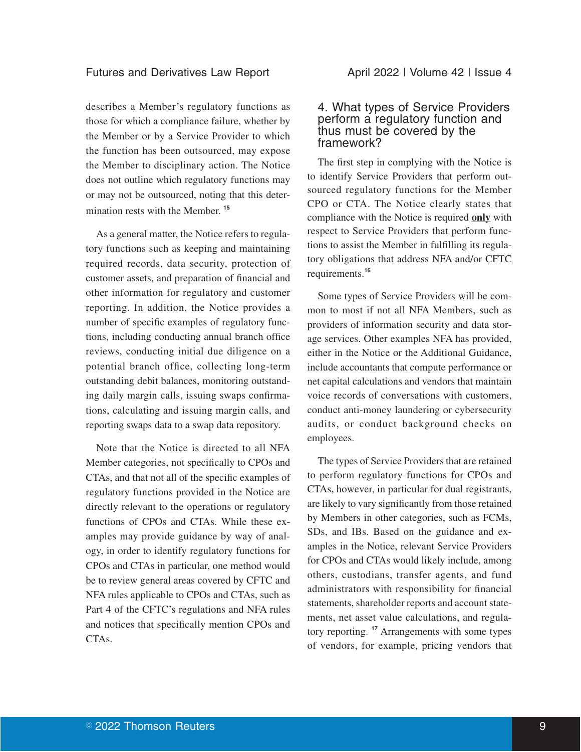describes a Member's regulatory functions as those for which a compliance failure, whether by the Member or by a Service Provider to which the function has been outsourced, may expose the Member to disciplinary action. The Notice does not outline which regulatory functions may or may not be outsourced, noting that this determination rests with the Member.[15]

As a general matter, the Notice refers to regulatory functions such as keeping and maintaining required records, data security, protection of customer assets, and preparation of financial and other information for regulatory and customer reporting. In addition, the Notice provides a number of specific examples of regulatory functions, including conducting annual branch office reviews, conducting initial due diligence on a potential branch office, collecting long-term outstanding debit balances, monitoring outstanding daily margin calls, issuing swaps confirmations, calculating and issuing margin calls, and reporting swaps data to a swap data repository.

Note that the Notice is directed to all NFA Member categories, not specifically to CPOs and CTAs, and that not all of the specific examples of regulatory functions provided in the Notice are directly relevant to the operations or regulatory functions of CPOs and CTAs. While these examples may provide guidance by way of analogy, in order to identify regulatory functions for CPOs and CTAs in particular, one method would be to review general areas covered by CFTC and NFA rules applicable to CPOs and CTAs, such as Part 4 of the CFTC's regulations and NFA rules and notices that specifically mention CPOs and CTAs.

## 4. What types of Service Providers perform a regulatory function and thus must be covered by the framework?

The first step in complying with the Notice is to identify Service Providers that perform outsourced regulatory functions for the Member CPO or CTA. The Notice clearly states that compliance with the Notice is required **only** with respect to Service Providers that perform functions to assist the Member in fulfilling its regulatory obligations that address NFA and/or CFTC requirements.[16]

Some types of Service Providers will be common to most if not all NFA Members, such as providers of information security and data storage services. Other examples NFA has provided, either in the Notice or the Additional Guidance, include accountants that compute performance or net capital calculations and vendors that maintain voice records of conversations with customers, conduct anti-money laundering or cybersecurity audits, or conduct background checks on employees.

The types of Service Providers that are retained to perform regulatory functions for CPOs and CTAs, however, in particular for dual registrants, are likely to vary significantly from those retained by Members in other categories, such as FCMs, SDs, and IBs. Based on the guidance and examples in the Notice, relevant Service Providers for CPOs and CTAs would likely include, among others, custodians, transfer agents, and fund administrators with responsibility for financial statements, shareholder reports and account statements, net asset value calculations, and regulatory reporting.[17] Arrangements with some types of vendors, for example, pricing vendors that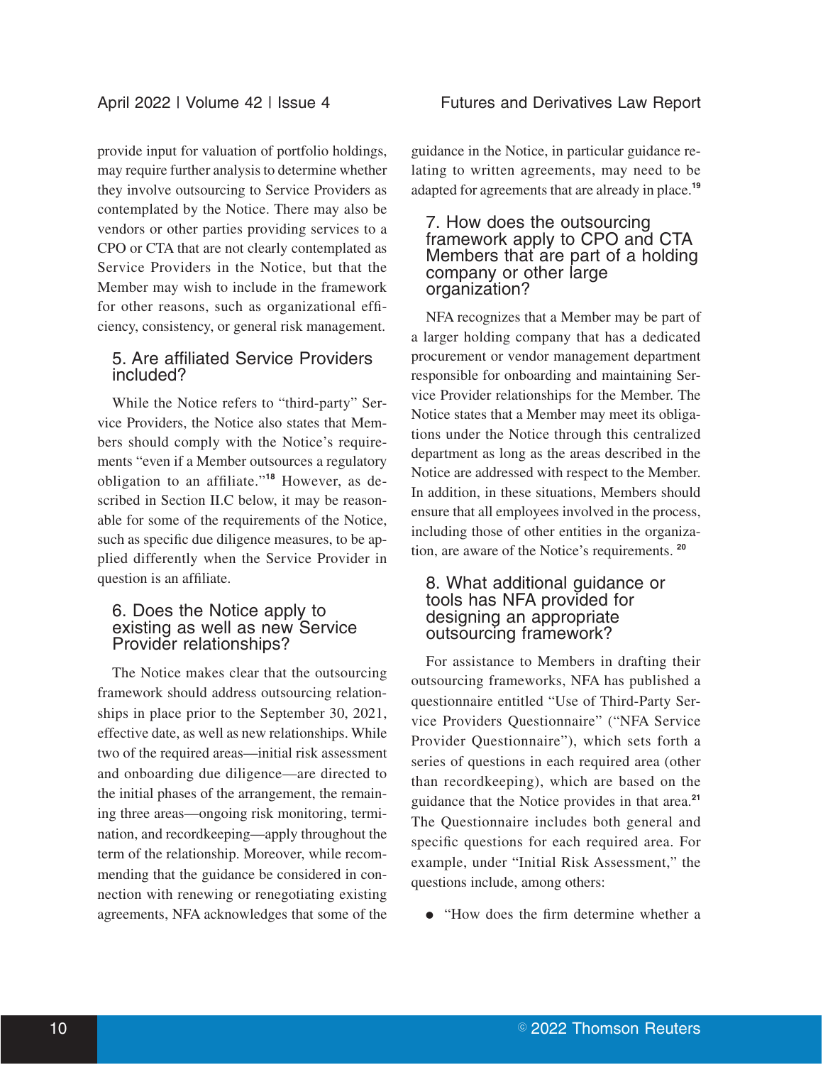provide input for valuation of portfolio holdings, may require further analysis to determine whether they involve outsourcing to Service Providers as contemplated by the Notice. There may also be vendors or other parties providing services to a CPO or CTA that are not clearly contemplated as Service Providers in the Notice, but that the Member may wish to include in the framework for other reasons, such as organizational efficiency, consistency, or general risk management.

### 5. Are affiliated Service Providers included?

While the Notice refers to "third-party" Service Providers, the Notice also states that Members should comply with the Notice's requirements "even if a Member outsources a regulatory obligation to an affiliate."[18] However, as described in Section II.C below, it may be reasonable for some of the requirements of the Notice, such as specific due diligence measures, to be applied differently when the Service Provider in question is an affiliate.

### 6. Does the Notice apply to existing as well as new Service Provider relationships?

The Notice makes clear that the outsourcing framework should address outsourcing relationships in place prior to the September 30, 2021, effective date, as well as new relationships. While two of the required areas—initial risk assessment and onboarding due diligence—are directed to the initial phases of the arrangement, the remaining three areas—ongoing risk monitoring, termination, and recordkeeping—apply throughout the term of the relationship. Moreover, while recommending that the guidance be considered in connection with renewing or renegotiating existing agreements, NFA acknowledges that some of the guidance in the Notice, in particular guidance relating to written agreements, may need to be adapted for agreements that are already in place.[19]

### 7. How does the outsourcing framework apply to CPO and CTA Members that are part of a holding company or other large organization?

NFA recognizes that a Member may be part of a larger holding company that has a dedicated procurement or vendor management department responsible for onboarding and maintaining Service Provider relationships for the Member. The Notice states that a Member may meet its obligations under the Notice through this centralized department as long as the areas described in the Notice are addressed with respect to the Member. In addition, in these situations, Members should ensure that all employees involved in the process, including those of other entities in the organization, are aware of the Notice's requirements.[20]

### 8. What additional guidance or tools has NFA provided for designing an appropriate outsourcing framework?

For assistance to Members in drafting their outsourcing frameworks, NFA has published a questionnaire entitled "Use of Third-Party Service Providers Questionnaire" ("NFA Service Provider Questionnaire"), which sets forth a series of questions in each required area (other than recordkeeping), which are based on the guidance that the Notice provides in that area.[21] The Questionnaire includes both general and specific questions for each required area. For example, under "Initial Risk Assessment," the questions include, among others:

- "How does the firm determine whether a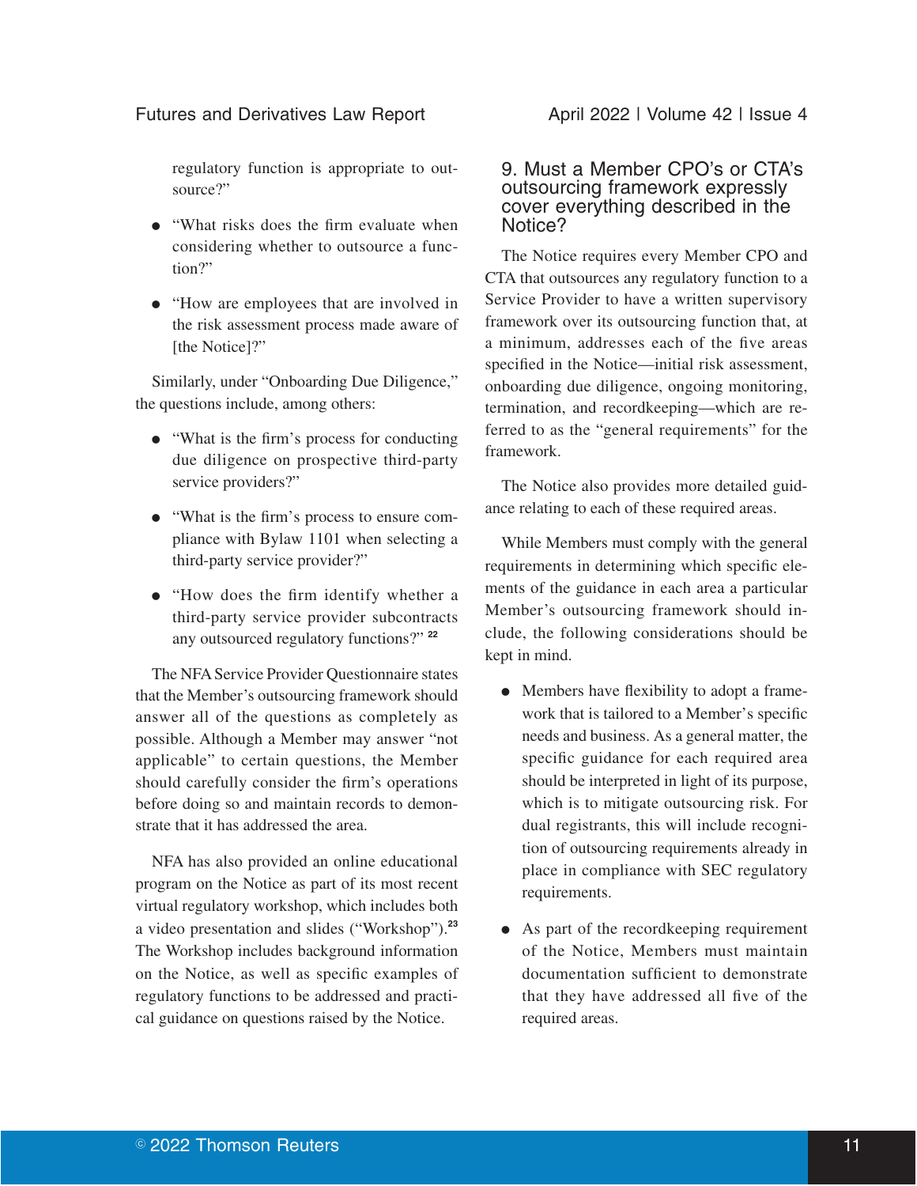regulatory function is appropriate to outsource?"

- "What risks does the firm evaluate when considering whether to outsource a function?"
- "How are employees that are involved in the risk assessment process made aware of [the Notice]?"

Similarly, under "Onboarding Due Diligence," the questions include, among others:

- "What is the firm's process for conducting due diligence on prospective third-party service providers?"
- "What is the firm's process to ensure compliance with Bylaw 1101 when selecting a third-party service provider?"
- "How does the firm identify whether a third-party service provider subcontracts any outsourced regulatory functions?" [22]

The NFA Service Provider Questionnaire states that the Member's outsourcing framework should answer all of the questions as completely as possible. Although a Member may answer "not applicable" to certain questions, the Member should carefully consider the firm's operations before doing so and maintain records to demonstrate that it has addressed the area.

NFA has also provided an online educational program on the Notice as part of its most recent virtual regulatory workshop, which includes both a video presentation and slides ("Workshop").[23] The Workshop includes background information on the Notice, as well as specific examples of regulatory functions to be addressed and practical guidance on questions raised by the Notice.

## 9. Must a Member CPO's or CTA's outsourcing framework expressly cover everything described in the Notice?

The Notice requires every Member CPO and CTA that outsources any regulatory function to a Service Provider to have a written supervisory framework over its outsourcing function that, at a minimum, addresses each of the five areas specified in the Notice—initial risk assessment, onboarding due diligence, ongoing monitoring, termination, and recordkeeping—which are referred to as the "general requirements" for the framework.

The Notice also provides more detailed guidance relating to each of these required areas.

While Members must comply with the general requirements in determining which specific elements of the guidance in each area a particular Member's outsourcing framework should include, the following considerations should be kept in mind.

- Members have flexibility to adopt a framework that is tailored to a Member's specific needs and business. As a general matter, the specific guidance for each required area should be interpreted in light of its purpose, which is to mitigate outsourcing risk. For dual registrants, this will include recognition of outsourcing requirements already in place in compliance with SEC regulatory requirements.
- As part of the recordkeeping requirement of the Notice, Members must maintain documentation sufficient to demonstrate that they have addressed all five of the required areas.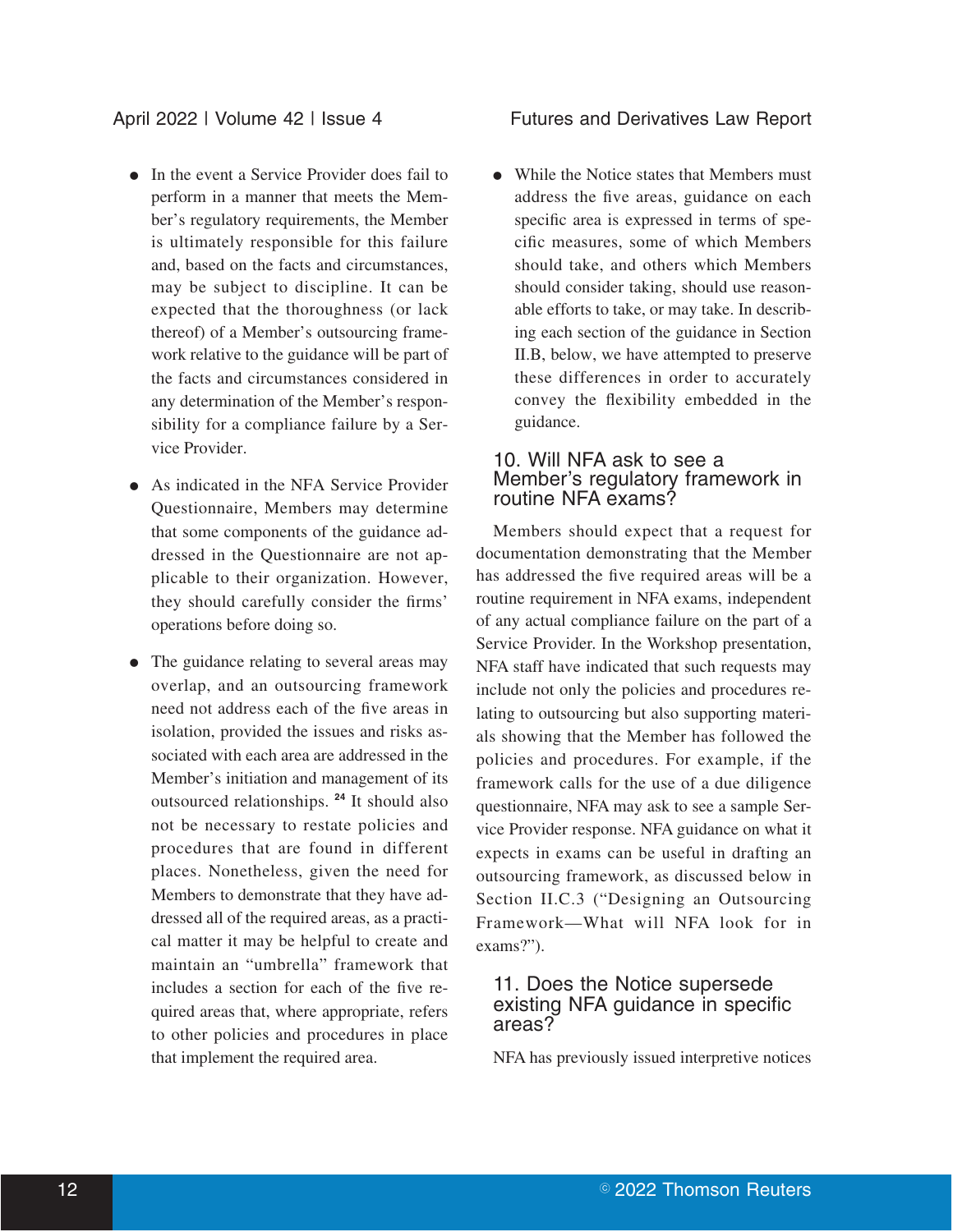- In the event a Service Provider does fail to perform in a manner that meets the Member's regulatory requirements, the Member is ultimately responsible for this failure and, based on the facts and circumstances, may be subject to discipline. It can be expected that the thoroughness (or lack thereof) of a Member's outsourcing framework relative to the guidance will be part of the facts and circumstances considered in any determination of the Member's responsibility for a compliance failure by a Service Provider.

- As indicated in the NFA Service Provider Questionnaire, Members may determine that some components of the guidance addressed in the Questionnaire are not applicable to their organization. However, they should carefully consider the firms' operations before doing so.

- The guidance relating to several areas may overlap, and an outsourcing framework need not address each of the five areas in isolation, provided the issues and risks associated with each area are addressed in the Member's initiation and management of its outsourced relationships. [24] It should also not be necessary to restate policies and procedures that are found in different places. Nonetheless, given the need for Members to demonstrate that they have addressed all of the required areas, as a practical matter it may be helpful to create and maintain an "umbrella" framework that includes a section for each of the five required areas that, where appropriate, refers to other policies and procedures in place that implement the required area.

- While the Notice states that Members must address the five areas, guidance on each specific area is expressed in terms of specific measures, some of which Members should take, and others which Members should consider taking, should use reasonable efforts to take, or may take. In describing each section of the guidance in Section II.B, below, we have attempted to preserve these differences in order to accurately convey the flexibility embedded in the guidance.

## 10. Will NFA ask to see a Member's regulatory framework in routine NFA exams?

Members should expect that a request for documentation demonstrating that the Member has addressed the five required areas will be a routine requirement in NFA exams, independent of any actual compliance failure on the part of a Service Provider. In the Workshop presentation, NFA staff have indicated that such requests may include not only the policies and procedures relating to outsourcing but also supporting materials showing that the Member has followed the policies and procedures. For example, if the framework calls for the use of a due diligence questionnaire, NFA may ask to see a sample Service Provider response. NFA guidance on what it expects in exams can be useful in drafting an outsourcing framework, as discussed below in Section II.C.3 ("Designing an Outsourcing Framework—What will NFA look for in exams?").

## 11. Does the Notice supersede existing NFA guidance in specific areas?

NFA has previously issued interpretive notices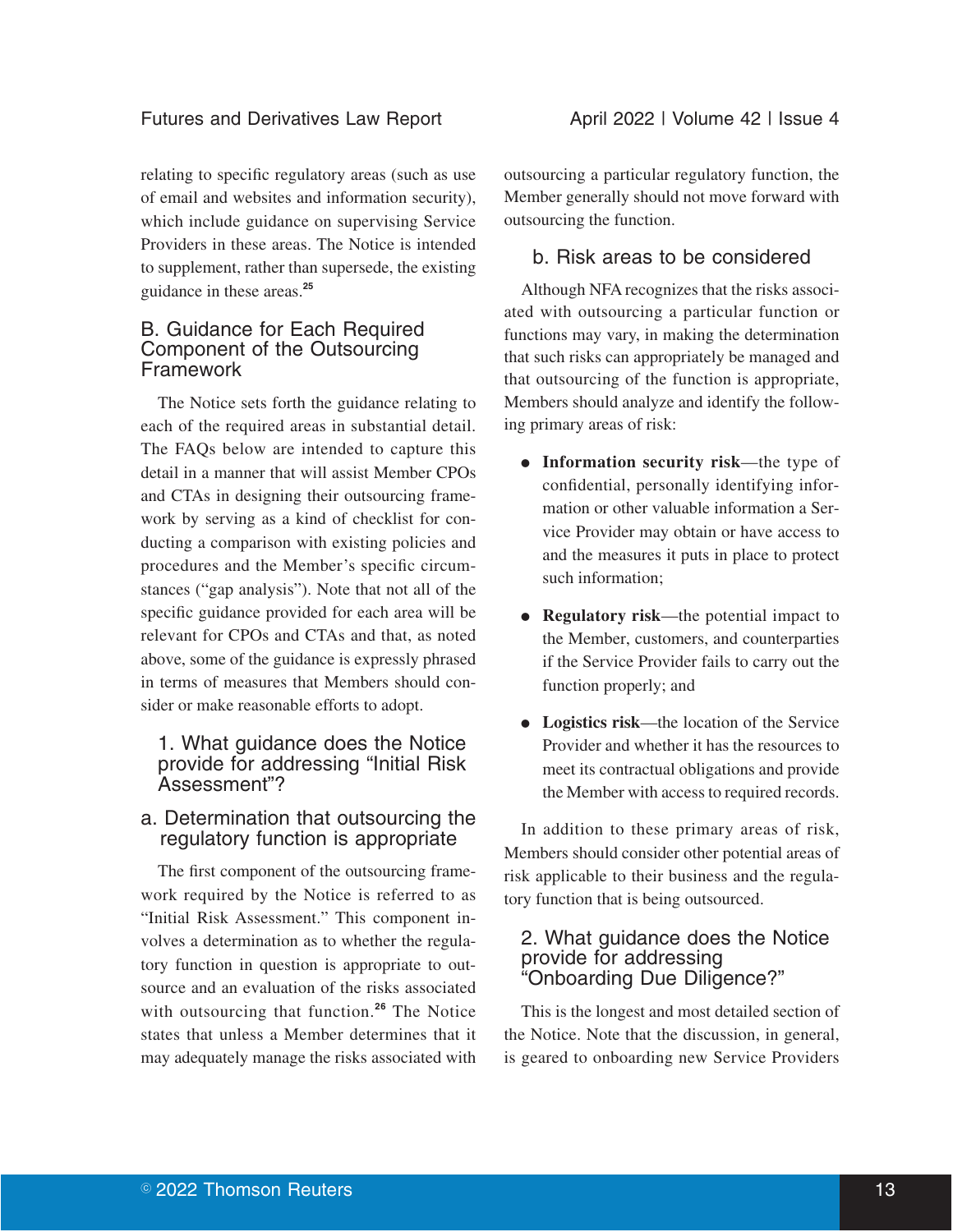relating to specific regulatory areas (such as use of email and websites and information security), which include guidance on supervising Service Providers in these areas. The Notice is intended to supplement, rather than supersede, the existing guidance in these areas.[25]

## B. Guidance for Each Required Component of the Outsourcing Framework

The Notice sets forth the guidance relating to each of the required areas in substantial detail. The FAQs below are intended to capture this detail in a manner that will assist Member CPOs and CTAs in designing their outsourcing framework by serving as a kind of checklist for conducting a comparison with existing policies and procedures and the Member's specific circumstances ("gap analysis"). Note that not all of the specific guidance provided for each area will be relevant for CPOs and CTAs and that, as noted above, some of the guidance is expressly phrased in terms of measures that Members should consider or make reasonable efforts to adopt.

### 1. What guidance does the Notice provide for addressing "Initial Risk Assessment"?

#### a. Determination that outsourcing the regulatory function is appropriate

The first component of the outsourcing framework required by the Notice is referred to as "Initial Risk Assessment." This component involves a determination as to whether the regulatory function in question is appropriate to outsource and an evaluation of the risks associated with outsourcing that function.[26] The Notice states that unless a Member determines that it may adequately manage the risks associated with outsourcing a particular regulatory function, the Member generally should not move forward with outsourcing the function.

#### b. Risk areas to be considered

Although NFA recognizes that the risks associated with outsourcing a particular function or functions may vary, in making the determination that such risks can appropriately be managed and that outsourcing of the function is appropriate, Members should analyze and identify the following primary areas of risk:

- **Information security risk**—the type of confidential, personally identifying information or other valuable information a Service Provider may obtain or have access to and the measures it puts in place to protect such information;
- **Regulatory risk**—the potential impact to the Member, customers, and counterparties if the Service Provider fails to carry out the function properly; and
- **Logistics risk**—the location of the Service Provider and whether it has the resources to meet its contractual obligations and provide the Member with access to required records.

In addition to these primary areas of risk, Members should consider other potential areas of risk applicable to their business and the regulatory function that is being outsourced.

### 2. What guidance does the Notice provide for addressing "Onboarding Due Diligence?"

This is the longest and most detailed section of the Notice. Note that the discussion, in general, is geared to onboarding new Service Providers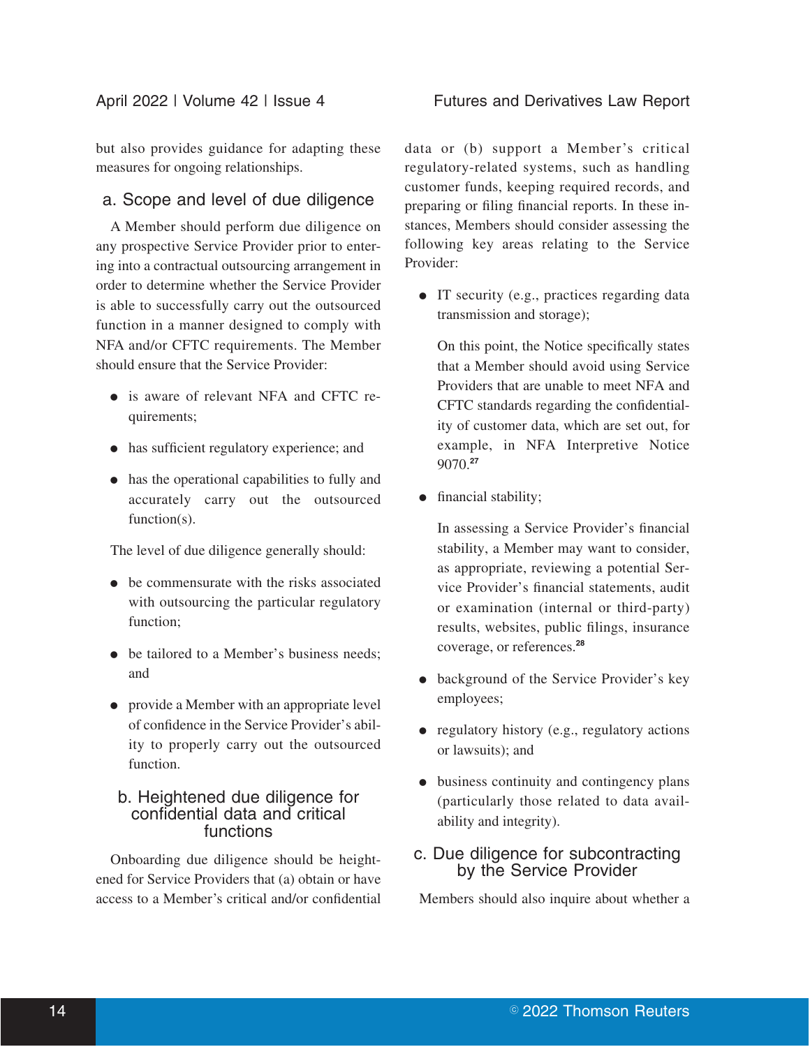but also provides guidance for adapting these measures for ongoing relationships.

### a. Scope and level of due diligence

A Member should perform due diligence on any prospective Service Provider prior to entering into a contractual outsourcing arrangement in order to determine whether the Service Provider is able to successfully carry out the outsourced function in a manner designed to comply with NFA and/or CFTC requirements. The Member should ensure that the Service Provider:

- is aware of relevant NFA and CFTC requirements;
- has sufficient regulatory experience; and
- has the operational capabilities to fully and accurately carry out the outsourced function(s).

The level of due diligence generally should:

- be commensurate with the risks associated with outsourcing the particular regulatory function;
- be tailored to a Member's business needs; and
- provide a Member with an appropriate level of confidence in the Service Provider's ability to properly carry out the outsourced function.

### b. Heightened due diligence for confidential data and critical functions

Onboarding due diligence should be heightened for Service Providers that (a) obtain or have access to a Member's critical and/or confidential data or (b) support a Member's critical regulatory-related systems, such as handling customer funds, keeping required records, and preparing or filing financial reports. In these instances, Members should consider assessing the following key areas relating to the Service Provider:

- IT security (e.g., practices regarding data transmission and storage);

  On this point, the Notice specifically states that a Member should avoid using Service Providers that are unable to meet NFA and CFTC standards regarding the confidentiality of customer data, which are set out, for example, in NFA Interpretive Notice 9070.[27]

- financial stability;

  In assessing a Service Provider's financial stability, a Member may want to consider, as appropriate, reviewing a potential Service Provider's financial statements, audit or examination (internal or third-party) results, websites, public filings, insurance coverage, or references.[28]

- background of the Service Provider's key employees;
- regulatory history (e.g., regulatory actions or lawsuits); and
- business continuity and contingency plans (particularly those related to data availability and integrity).

### c. Due diligence for subcontracting by the Service Provider

Members should also inquire about whether a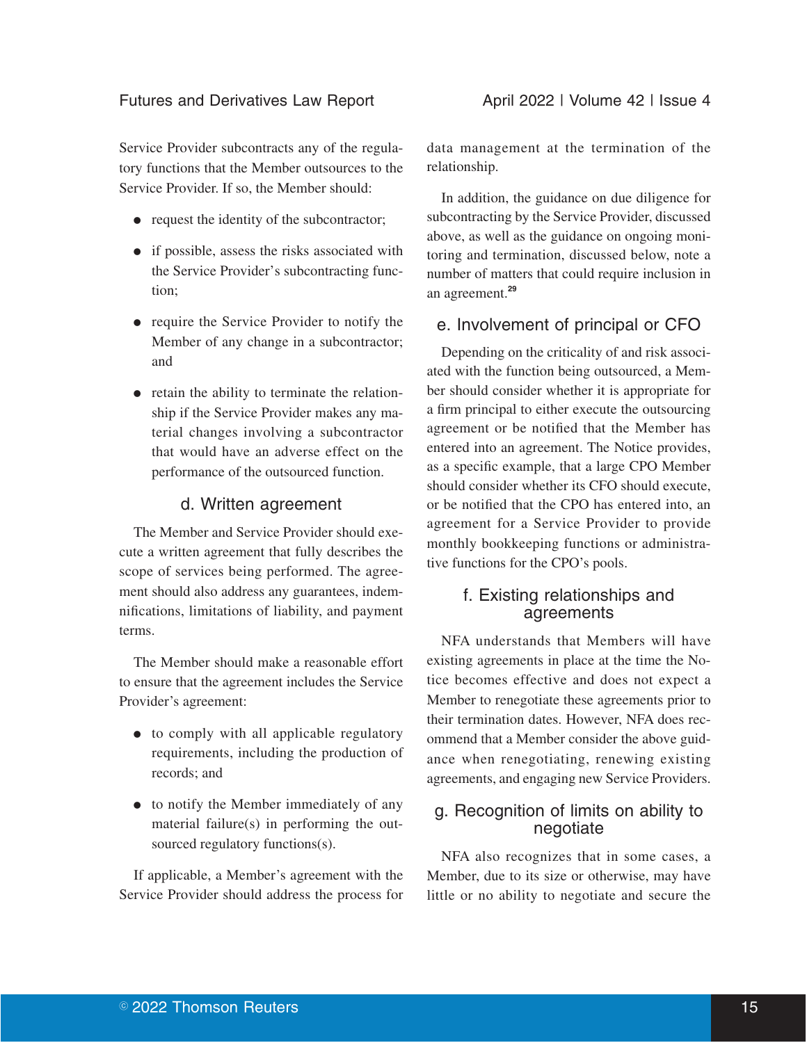Service Provider subcontracts any of the regulatory functions that the Member outsources to the Service Provider. If so, the Member should:

- request the identity of the subcontractor;
- if possible, assess the risks associated with the Service Provider's subcontracting function;
- require the Service Provider to notify the Member of any change in a subcontractor; and
- retain the ability to terminate the relationship if the Service Provider makes any material changes involving a subcontractor that would have an adverse effect on the performance of the outsourced function.

### d. Written agreement

The Member and Service Provider should execute a written agreement that fully describes the scope of services being performed. The agreement should also address any guarantees, indemnifications, limitations of liability, and payment terms.

The Member should make a reasonable effort to ensure that the agreement includes the Service Provider's agreement:

- to comply with all applicable regulatory requirements, including the production of records; and
- to notify the Member immediately of any material failure(s) in performing the outsourced regulatory functions(s).

If applicable, a Member's agreement with the Service Provider should address the process for data management at the termination of the relationship.

In addition, the guidance on due diligence for subcontracting by the Service Provider, discussed above, as well as the guidance on ongoing monitoring and termination, discussed below, note a number of matters that could require inclusion in an agreement.[29]

### e. Involvement of principal or CFO

Depending on the criticality of and risk associated with the function being outsourced, a Member should consider whether it is appropriate for a firm principal to either execute the outsourcing agreement or be notified that the Member has entered into an agreement. The Notice provides, as a specific example, that a large CPO Member should consider whether its CFO should execute, or be notified that the CPO has entered into, an agreement for a Service Provider to provide monthly bookkeeping functions or administrative functions for the CPO's pools.

### f. Existing relationships and agreements

NFA understands that Members will have existing agreements in place at the time the Notice becomes effective and does not expect a Member to renegotiate these agreements prior to their termination dates. However, NFA does recommend that a Member consider the above guidance when renegotiating, renewing existing agreements, and engaging new Service Providers.

### g. Recognition of limits on ability to negotiate

NFA also recognizes that in some cases, a Member, due to its size or otherwise, may have little or no ability to negotiate and secure the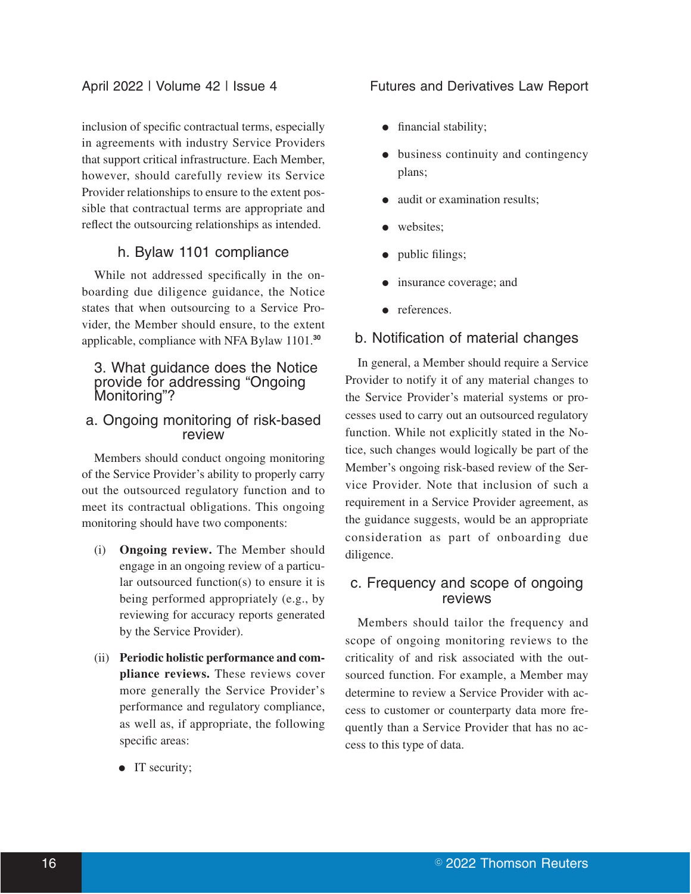inclusion of specific contractual terms, especially in agreements with industry Service Providers that support critical infrastructure. Each Member, however, should carefully review its Service Provider relationships to ensure to the extent possible that contractual terms are appropriate and reflect the outsourcing relationships as intended.

### h. Bylaw 1101 compliance

While not addressed specifically in the onboarding due diligence guidance, the Notice states that when outsourcing to a Service Provider, the Member should ensure, to the extent applicable, compliance with NFA Bylaw 1101.[30]

## 3. What guidance does the Notice provide for addressing "Ongoing Monitoring"?

### a. Ongoing monitoring of risk-based review

Members should conduct ongoing monitoring of the Service Provider's ability to properly carry out the outsourced regulatory function and to meet its contractual obligations. This ongoing monitoring should have two components:

(i) **Ongoing review.** The Member should engage in an ongoing review of a particular outsourced function(s) to ensure it is being performed appropriately (e.g., by reviewing for accuracy reports generated by the Service Provider).

(ii) **Periodic holistic performance and compliance reviews.** These reviews cover more generally the Service Provider's performance and regulatory compliance, as well as, if appropriate, the following specific areas:

- IT security;
- financial stability;
- business continuity and contingency plans;
- audit or examination results;
- websites;
- public filings;
- insurance coverage; and
- references.

### b. Notification of material changes

In general, a Member should require a Service Provider to notify it of any material changes to the Service Provider's material systems or processes used to carry out an outsourced regulatory function. While not explicitly stated in the Notice, such changes would logically be part of the Member's ongoing risk-based review of the Service Provider. Note that inclusion of such a requirement in a Service Provider agreement, as the guidance suggests, would be an appropriate consideration as part of onboarding due diligence.

### c. Frequency and scope of ongoing reviews

Members should tailor the frequency and scope of ongoing monitoring reviews to the criticality of and risk associated with the outsourced function. For example, a Member may determine to review a Service Provider with access to customer or counterparty data more frequently than a Service Provider that has no access to this type of data.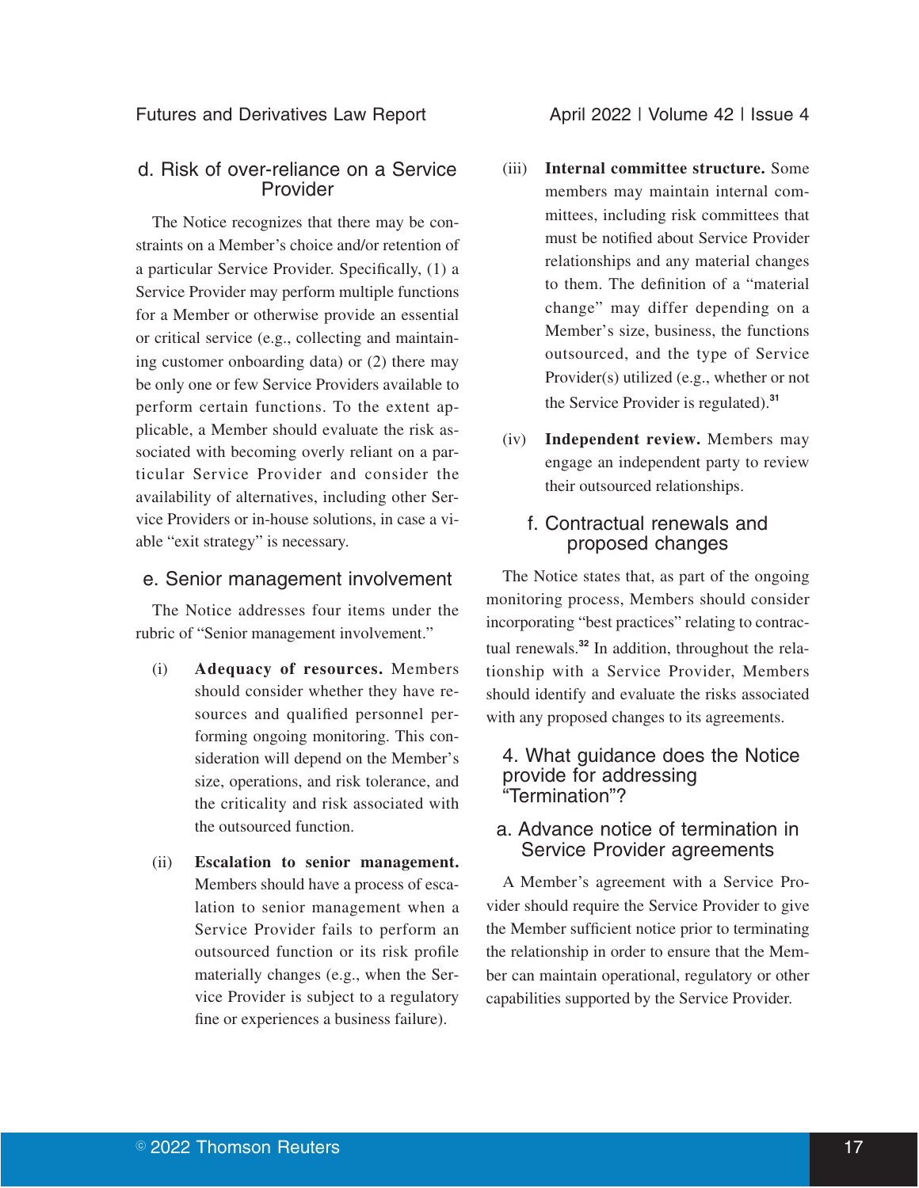### d. Risk of over-reliance on a Service Provider

The Notice recognizes that there may be constraints on a Member's choice and/or retention of a particular Service Provider. Specifically, (1) a Service Provider may perform multiple functions for a Member or otherwise provide an essential or critical service (e.g., collecting and maintaining customer onboarding data) or (2) there may be only one or few Service Providers available to perform certain functions. To the extent applicable, a Member should evaluate the risk associated with becoming overly reliant on a particular Service Provider and consider the availability of alternatives, including other Service Providers or in-house solutions, in case a viable "exit strategy" is necessary.

### e. Senior management involvement

The Notice addresses four items under the rubric of "Senior management involvement."

(i) **Adequacy of resources.** Members should consider whether they have resources and qualified personnel performing ongoing monitoring. This consideration will depend on the Member's size, operations, and risk tolerance, and the criticality and risk associated with the outsourced function.

(ii) **Escalation to senior management.** Members should have a process of escalation to senior management when a Service Provider fails to perform an outsourced function or its risk profile materially changes (e.g., when the Service Provider is subject to a regulatory fine or experiences a business failure).

(iii) **Internal committee structure.** Some members may maintain internal committees, including risk committees that must be notified about Service Provider relationships and any material changes to them. The definition of a "material change" may differ depending on a Member's size, business, the functions outsourced, and the type of Service Provider(s) utilized (e.g., whether or not the Service Provider is regulated).[31]

(iv) **Independent review.** Members may engage an independent party to review their outsourced relationships.

### f. Contractual renewals and proposed changes

The Notice states that, as part of the ongoing monitoring process, Members should consider incorporating "best practices" relating to contractual renewals.[32] In addition, throughout the relationship with a Service Provider, Members should identify and evaluate the risks associated with any proposed changes to its agreements.

## 4. What guidance does the Notice provide for addressing "Termination"?

### a. Advance notice of termination in Service Provider agreements

A Member's agreement with a Service Provider should require the Service Provider to give the Member sufficient notice prior to terminating the relationship in order to ensure that the Member can maintain operational, regulatory or other capabilities supported by the Service Provider.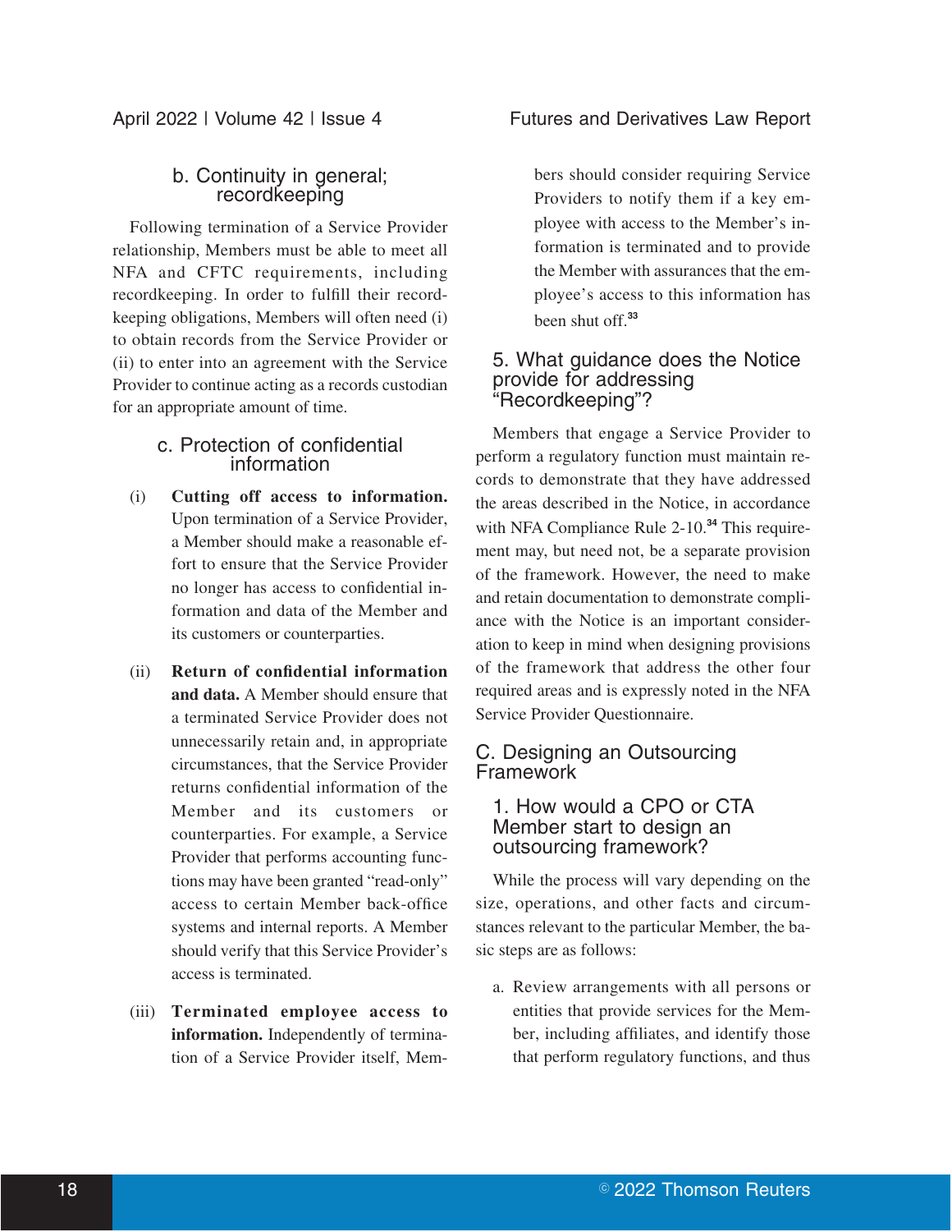### b. Continuity in general; recordkeeping

Following termination of a Service Provider relationship, Members must be able to meet all NFA and CFTC requirements, including recordkeeping. In order to fulfill their recordkeeping obligations, Members will often need (i) to obtain records from the Service Provider or (ii) to enter into an agreement with the Service Provider to continue acting as a records custodian for an appropriate amount of time.

### c. Protection of confidential information

(i) **Cutting off access to information.** Upon termination of a Service Provider, a Member should make a reasonable effort to ensure that the Service Provider no longer has access to confidential information and data of the Member and its customers or counterparties.

(ii) **Return of confidential information and data.** A Member should ensure that a terminated Service Provider does not unnecessarily retain and, in appropriate circumstances, that the Service Provider returns confidential information of the Member and its customers or counterparties. For example, a Service Provider that performs accounting functions may have been granted "read-only" access to certain Member back-office systems and internal reports. A Member should verify that this Service Provider's access is terminated.

(iii) **Terminated employee access to information.** Independently of termination of a Service Provider itself, Members should consider requiring Service Providers to notify them if a key employee with access to the Member's information is terminated and to provide the Member with assurances that the employee's access to this information has been shut off.[33]

## 5. What guidance does the Notice provide for addressing "Recordkeeping"?

Members that engage a Service Provider to perform a regulatory function must maintain records to demonstrate that they have addressed the areas described in the Notice, in accordance with NFA Compliance Rule 2-10.[34] This requirement may, but need not, be a separate provision of the framework. However, the need to make and retain documentation to demonstrate compliance with the Notice is an important consideration to keep in mind when designing provisions of the framework that address the other four required areas and is expressly noted in the NFA Service Provider Questionnaire.

# C. Designing an Outsourcing Framework

## 1. How would a CPO or CTA Member start to design an outsourcing framework?

While the process will vary depending on the size, operations, and other facts and circumstances relevant to the particular Member, the basic steps are as follows:

a. Review arrangements with all persons or entities that provide services for the Member, including affiliates, and identify those that perform regulatory functions, and thus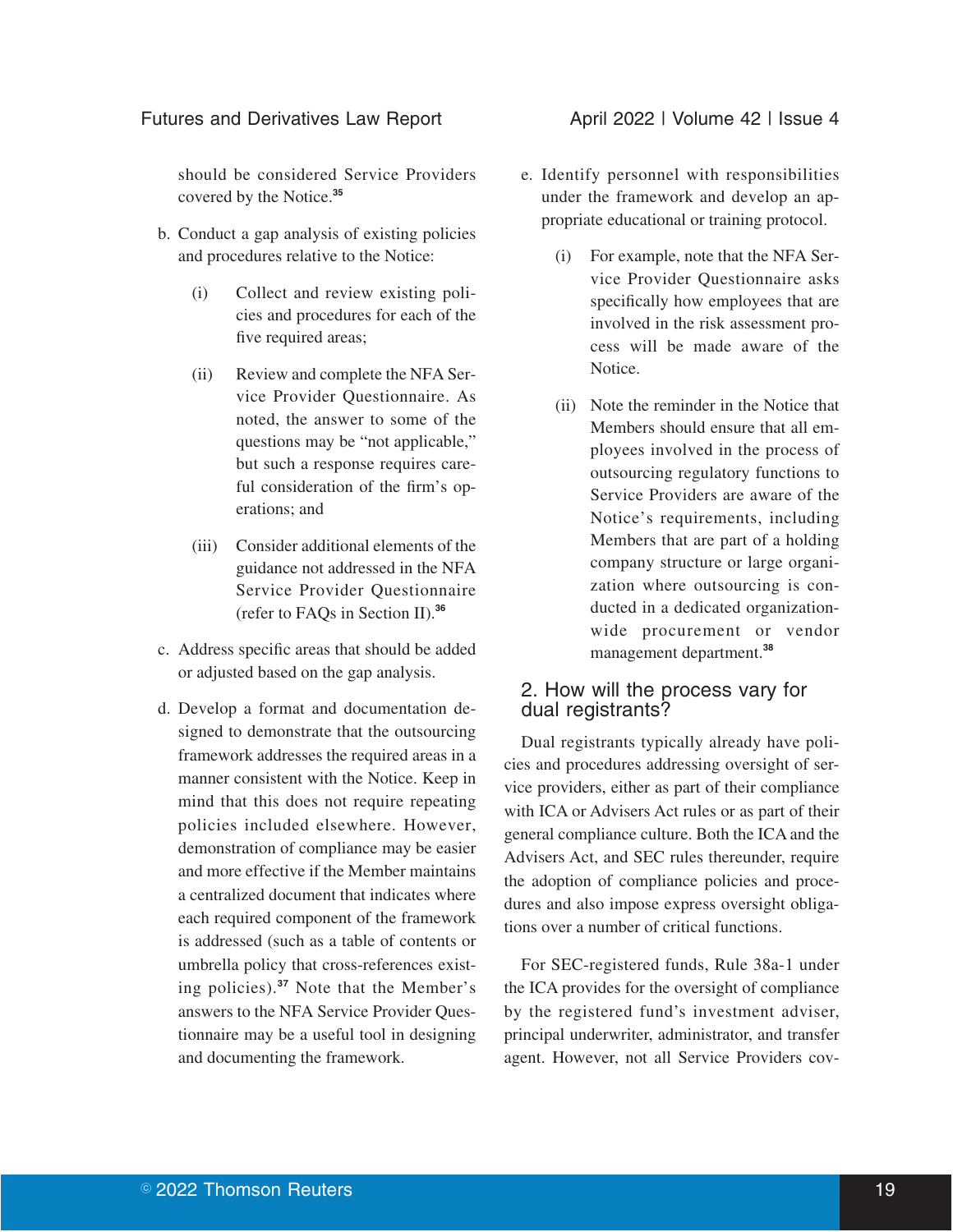should be considered Service Providers covered by the Notice.[35]

b. Conduct a gap analysis of existing policies and procedures relative to the Notice:

   (i) Collect and review existing policies and procedures for each of the five required areas;

   (ii) Review and complete the NFA Service Provider Questionnaire. As noted, the answer to some of the questions may be "not applicable," but such a response requires careful consideration of the firm's operations; and

   (iii) Consider additional elements of the guidance not addressed in the NFA Service Provider Questionnaire (refer to FAQs in Section II).[36]

c. Address specific areas that should be added or adjusted based on the gap analysis.

d. Develop a format and documentation designed to demonstrate that the outsourcing framework addresses the required areas in a manner consistent with the Notice. Keep in mind that this does not require repeating policies included elsewhere. However, demonstration of compliance may be easier and more effective if the Member maintains a centralized document that indicates where each required component of the framework is addressed (such as a table of contents or umbrella policy that cross-references existing policies).[37] Note that the Member's answers to the NFA Service Provider Questionnaire may be a useful tool in designing and documenting the framework.

e. Identify personnel with responsibilities under the framework and develop an appropriate educational or training protocol.

   (i) For example, note that the NFA Service Provider Questionnaire asks specifically how employees that are involved in the risk assessment process will be made aware of the Notice.

   (ii) Note the reminder in the Notice that Members should ensure that all employees involved in the process of outsourcing regulatory functions to Service Providers are aware of the Notice's requirements, including Members that are part of a holding company structure or large organization where outsourcing is conducted in a dedicated organization-wide procurement or vendor management department.[38]

## 2. How will the process vary for dual registrants?

Dual registrants typically already have policies and procedures addressing oversight of service providers, either as part of their compliance with ICA or Advisers Act rules or as part of their general compliance culture. Both the ICA and the Advisers Act, and SEC rules thereunder, require the adoption of compliance policies and procedures and also impose express oversight obligations over a number of critical functions.

For SEC-registered funds, Rule 38a-1 under the ICA provides for the oversight of compliance by the registered fund's investment adviser, principal underwriter, administrator, and transfer agent. However, not all Service Providers cov-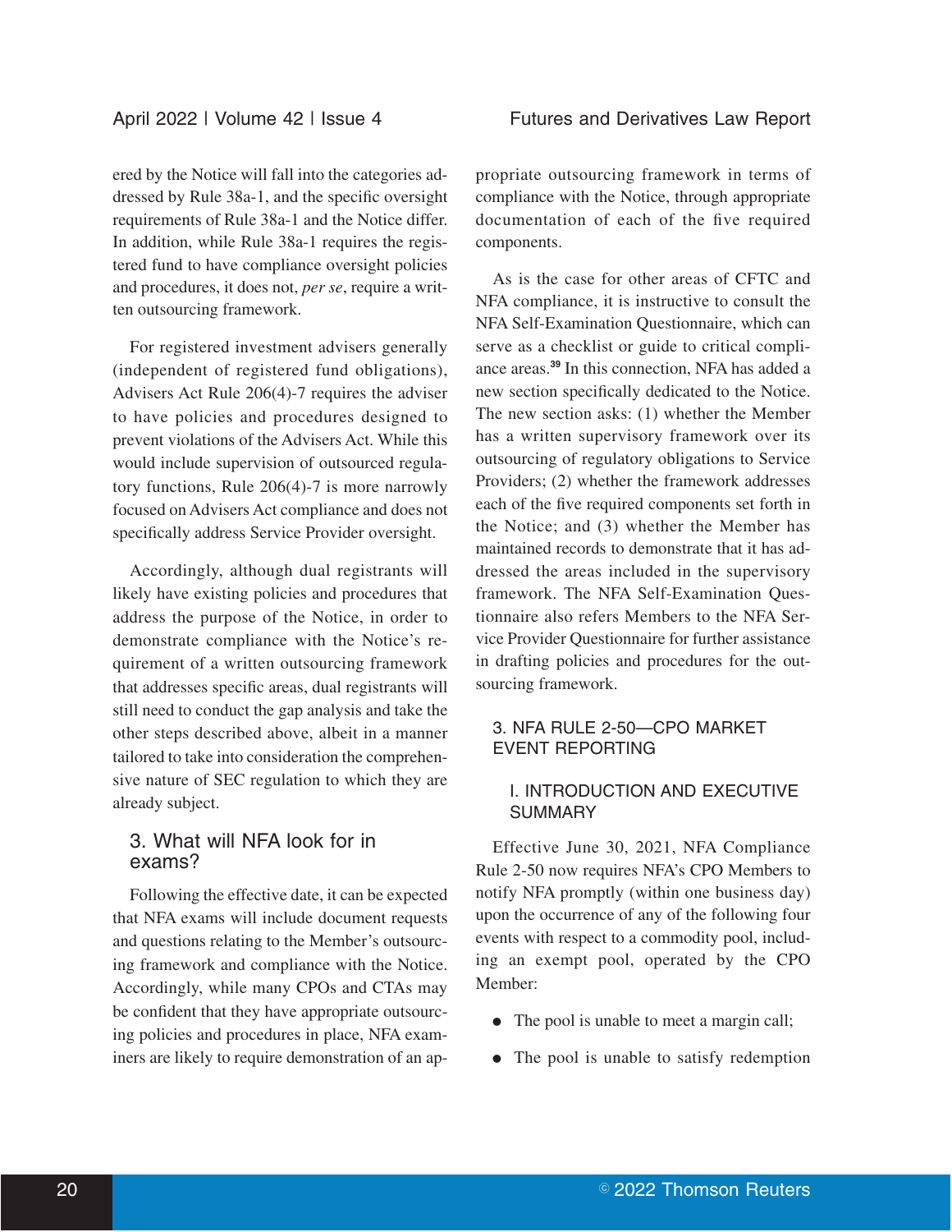ered by the Notice will fall into the categories addressed by Rule 38a-1, and the specific oversight requirements of Rule 38a-1 and the Notice differ. In addition, while Rule 38a-1 requires the registered fund to have compliance oversight policies and procedures, it does not, *per se*, require a written outsourcing framework.

For registered investment advisers generally (independent of registered fund obligations), Advisers Act Rule 206(4)-7 requires the adviser to have policies and procedures designed to prevent violations of the Advisers Act. While this would include supervision of outsourced regulatory functions, Rule 206(4)-7 is more narrowly focused on Advisers Act compliance and does not specifically address Service Provider oversight.

Accordingly, although dual registrants will likely have existing policies and procedures that address the purpose of the Notice, in order to demonstrate compliance with the Notice's requirement of a written outsourcing framework that addresses specific areas, dual registrants will still need to conduct the gap analysis and take the other steps described above, albeit in a manner tailored to take into consideration the comprehensive nature of SEC regulation to which they are already subject.

### 3. What will NFA look for in exams?

Following the effective date, it can be expected that NFA exams will include document requests and questions relating to the Member's outsourcing framework and compliance with the Notice. Accordingly, while many CPOs and CTAs may be confident that they have appropriate outsourcing policies and procedures in place, NFA examiners are likely to require demonstration of an appropriate outsourcing framework in terms of compliance with the Notice, through appropriate documentation of each of the five required components.

As is the case for other areas of CFTC and NFA compliance, it is instructive to consult the NFA Self-Examination Questionnaire, which can serve as a checklist or guide to critical compliance areas.[39] In this connection, NFA has added a new section specifically dedicated to the Notice. The new section asks: (1) whether the Member has a written supervisory framework over its outsourcing of regulatory obligations to Service Providers; (2) whether the framework addresses each of the five required components set forth in the Notice; and (3) whether the Member has maintained records to demonstrate that it has addressed the areas included in the supervisory framework. The NFA Self-Examination Questionnaire also refers Members to the NFA Service Provider Questionnaire for further assistance in drafting policies and procedures for the outsourcing framework.

## 3. NFA RULE 2-50—CPO MARKET EVENT REPORTING

### I. INTRODUCTION AND EXECUTIVE SUMMARY

Effective June 30, 2021, NFA Compliance Rule 2-50 now requires NFA's CPO Members to notify NFA promptly (within one business day) upon the occurrence of any of the following four events with respect to a commodity pool, including an exempt pool, operated by the CPO Member:

- The pool is unable to meet a margin call;
- The pool is unable to satisfy redemption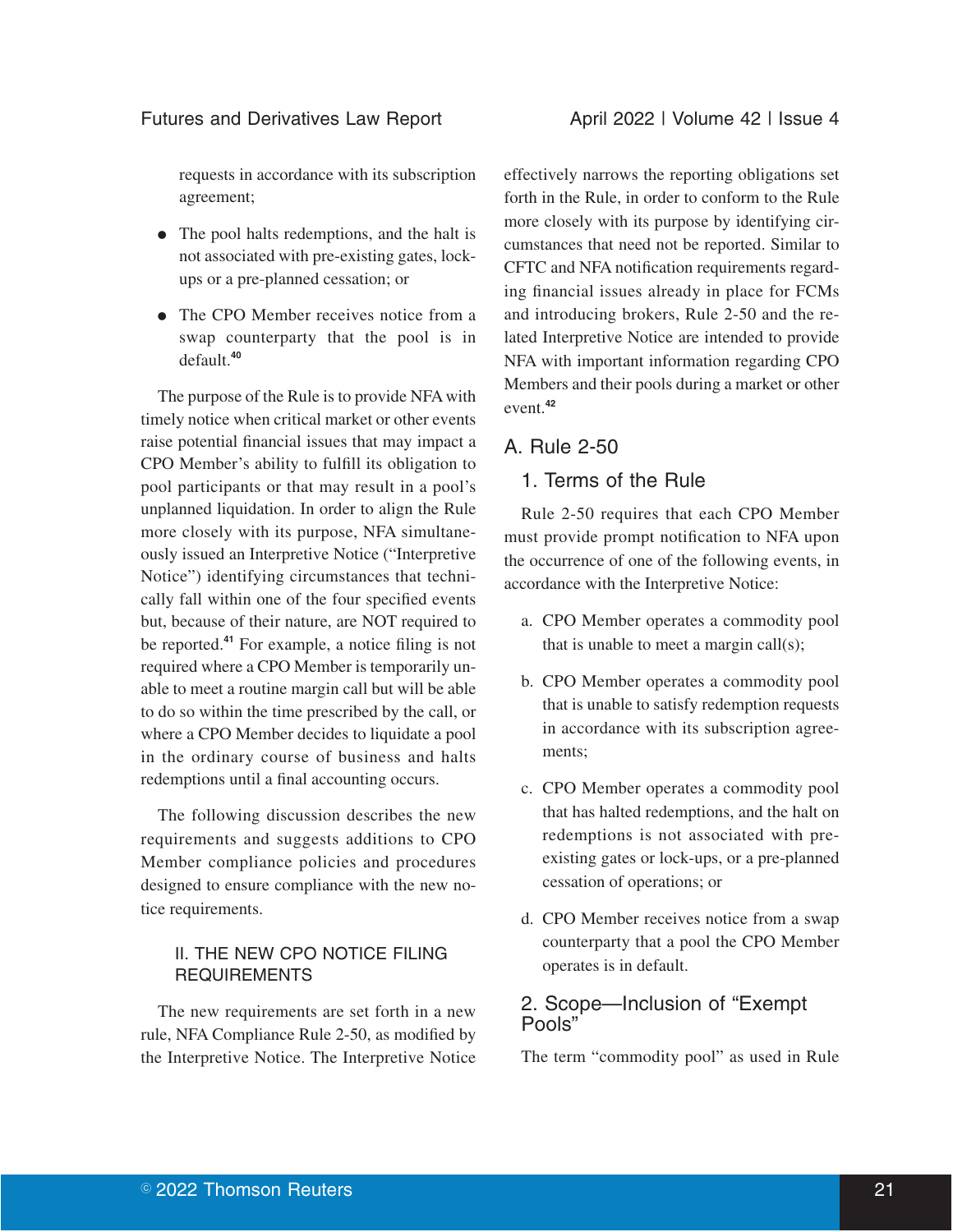requests in accordance with its subscription agreement;

- The pool halts redemptions, and the halt is not associated with pre-existing gates, lock-ups or a pre-planned cessation; or
- The CPO Member receives notice from a swap counterparty that the pool is in default.[40]

The purpose of the Rule is to provide NFA with timely notice when critical market or other events raise potential financial issues that may impact a CPO Member's ability to fulfill its obligation to pool participants or that may result in a pool's unplanned liquidation. In order to align the Rule more closely with its purpose, NFA simultaneously issued an Interpretive Notice ("Interpretive Notice") identifying circumstances that technically fall within one of the four specified events but, because of their nature, are NOT required to be reported.[41] For example, a notice filing is not required where a CPO Member is temporarily unable to meet a routine margin call but will be able to do so within the time prescribed by the call, or where a CPO Member decides to liquidate a pool in the ordinary course of business and halts redemptions until a final accounting occurs.

The following discussion describes the new requirements and suggests additions to CPO Member compliance policies and procedures designed to ensure compliance with the new notice requirements.

## II. THE NEW CPO NOTICE FILING REQUIREMENTS

The new requirements are set forth in a new rule, NFA Compliance Rule 2-50, as modified by the Interpretive Notice. The Interpretive Notice effectively narrows the reporting obligations set forth in the Rule, in order to conform to the Rule more closely with its purpose by identifying circumstances that need not be reported. Similar to CFTC and NFA notification requirements regarding financial issues already in place for FCMs and introducing brokers, Rule 2-50 and the related Interpretive Notice are intended to provide NFA with important information regarding CPO Members and their pools during a market or other event.[42]

### A. Rule 2-50

#### 1. Terms of the Rule

Rule 2-50 requires that each CPO Member must provide prompt notification to NFA upon the occurrence of one of the following events, in accordance with the Interpretive Notice:

a. CPO Member operates a commodity pool that is unable to meet a margin call(s);

b. CPO Member operates a commodity pool that is unable to satisfy redemption requests in accordance with its subscription agreements;

c. CPO Member operates a commodity pool that has halted redemptions, and the halt on redemptions is not associated with pre-existing gates or lock-ups, or a pre-planned cessation of operations; or

d. CPO Member receives notice from a swap counterparty that a pool the CPO Member operates is in default.

#### 2. Scope—Inclusion of "Exempt Pools"

The term "commodity pool" as used in Rule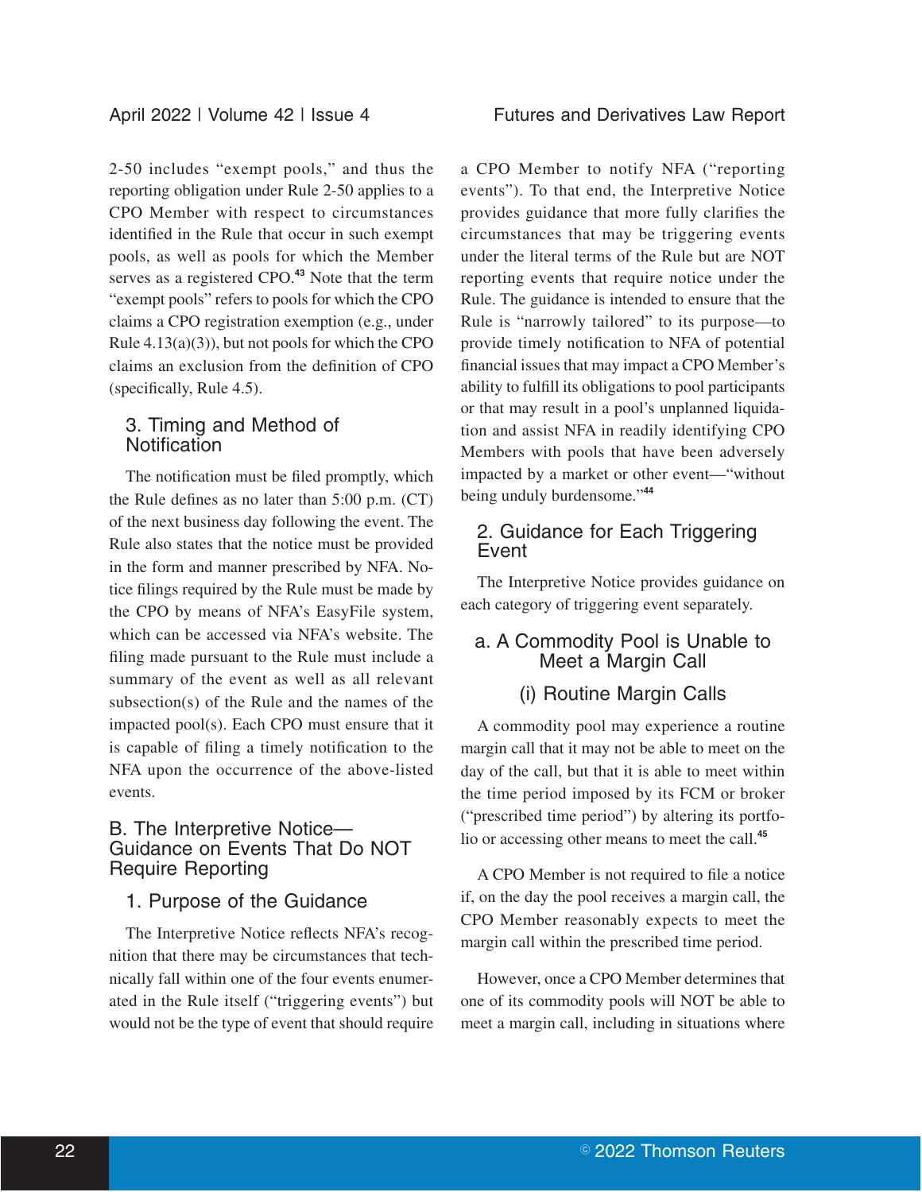2-50 includes "exempt pools," and thus the reporting obligation under Rule 2-50 applies to a CPO Member with respect to circumstances identified in the Rule that occur in such exempt pools, as well as pools for which the Member serves as a registered CPO.[43] Note that the term "exempt pools" refers to pools for which the CPO claims a CPO registration exemption (e.g., under Rule 4.13(a)(3)), but not pools for which the CPO claims an exclusion from the definition of CPO (specifically, Rule 4.5).

### 3. Timing and Method of Notification

The notification must be filed promptly, which the Rule defines as no later than 5:00 p.m. (CT) of the next business day following the event. The Rule also states that the notice must be provided in the form and manner prescribed by NFA. Notice filings required by the Rule must be made by the CPO by means of NFA's EasyFile system, which can be accessed via NFA's website. The filing made pursuant to the Rule must include a summary of the event as well as all relevant subsection(s) of the Rule and the names of the impacted pool(s). Each CPO must ensure that it is capable of filing a timely notification to the NFA upon the occurrence of the above-listed events.

## B. The Interpretive Notice—Guidance on Events That Do NOT Require Reporting

### 1. Purpose of the Guidance

The Interpretive Notice reflects NFA's recognition that there may be circumstances that technically fall within one of the four events enumerated in the Rule itself ("triggering events") but would not be the type of event that should require a CPO Member to notify NFA ("reporting events"). To that end, the Interpretive Notice provides guidance that more fully clarifies the circumstances that may be triggering events under the literal terms of the Rule but are NOT reporting events that require notice under the Rule. The guidance is intended to ensure that the Rule is "narrowly tailored" to its purpose—to provide timely notification to NFA of potential financial issues that may impact a CPO Member's ability to fulfill its obligations to pool participants or that may result in a pool's unplanned liquidation and assist NFA in readily identifying CPO Members with pools that have been adversely impacted by a market or other event—"without being unduly burdensome."[44]

### 2. Guidance for Each Triggering Event

The Interpretive Notice provides guidance on each category of triggering event separately.

#### a. A Commodity Pool is Unable to Meet a Margin Call

##### (i) Routine Margin Calls

A commodity pool may experience a routine margin call that it may not be able to meet on the day of the call, but that it is able to meet within the time period imposed by its FCM or broker ("prescribed time period") by altering its portfolio or accessing other means to meet the call.[45]

A CPO Member is not required to file a notice if, on the day the pool receives a margin call, the CPO Member reasonably expects to meet the margin call within the prescribed time period.

However, once a CPO Member determines that one of its commodity pools will NOT be able to meet a margin call, including in situations where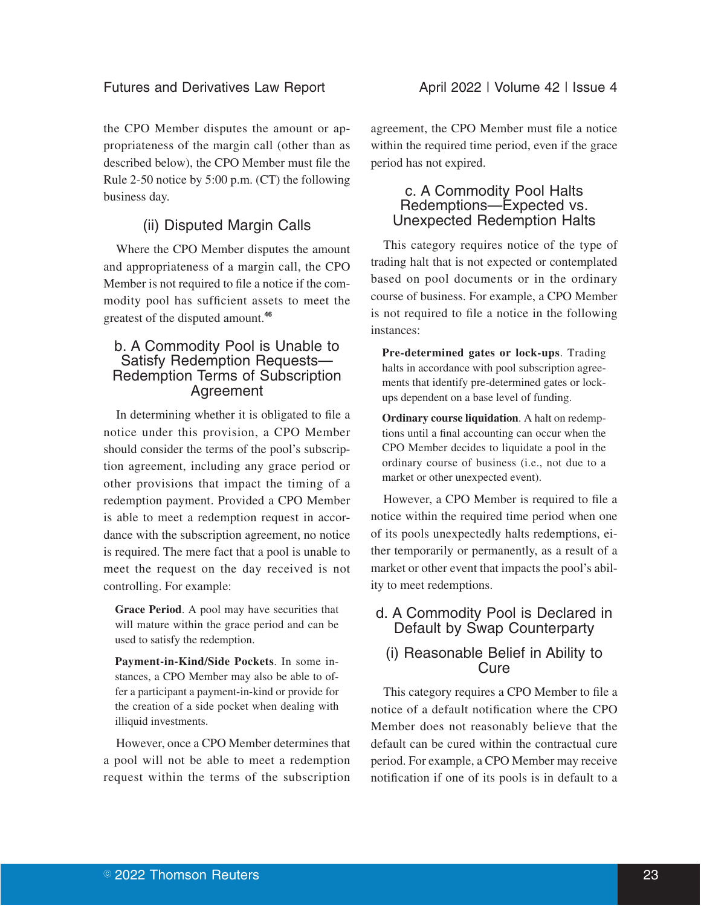the CPO Member disputes the amount or appropriateness of the margin call (other than as described below), the CPO Member must file the Rule 2-50 notice by 5:00 p.m. (CT) the following business day.

#### (ii) Disputed Margin Calls

Where the CPO Member disputes the amount and appropriateness of a margin call, the CPO Member is not required to file a notice if the commodity pool has sufficient assets to meet the greatest of the disputed amount.[46]

### b. A Commodity Pool is Unable to Satisfy Redemption Requests—Redemption Terms of Subscription Agreement

In determining whether it is obligated to file a notice under this provision, a CPO Member should consider the terms of the pool's subscription agreement, including any grace period or other provisions that impact the timing of a redemption payment. Provided a CPO Member is able to meet a redemption request in accordance with the subscription agreement, no notice is required. The mere fact that a pool is unable to meet the request on the day received is not controlling. For example:

> **Grace Period**. A pool may have securities that will mature within the grace period and can be used to satisfy the redemption.
>
> **Payment-in-Kind/Side Pockets**. In some instances, a CPO Member may also be able to offer a participant a payment-in-kind or provide for the creation of a side pocket when dealing with illiquid investments.

However, once a CPO Member determines that a pool will not be able to meet a redemption request within the terms of the subscription agreement, the CPO Member must file a notice within the required time period, even if the grace period has not expired.

### c. A Commodity Pool Halts Redemptions—Expected vs. Unexpected Redemption Halts

This category requires notice of the type of trading halt that is not expected or contemplated based on pool documents or in the ordinary course of business. For example, a CPO Member is not required to file a notice in the following instances:

> **Pre-determined gates or lock-ups**. Trading halts in accordance with pool subscription agreements that identify pre-determined gates or lock-ups dependent on a base level of funding.
>
> **Ordinary course liquidation**. A halt on redemptions until a final accounting can occur when the CPO Member decides to liquidate a pool in the ordinary course of business (i.e., not due to a market or other unexpected event).

However, a CPO Member is required to file a notice within the required time period when one of its pools unexpectedly halts redemptions, either temporarily or permanently, as a result of a market or other event that impacts the pool's ability to meet redemptions.

### d. A Commodity Pool is Declared in Default by Swap Counterparty

#### (i) Reasonable Belief in Ability to Cure

This category requires a CPO Member to file a notice of a default notification where the CPO Member does not reasonably believe that the default can be cured within the contractual cure period. For example, a CPO Member may receive notification if one of its pools is in default to a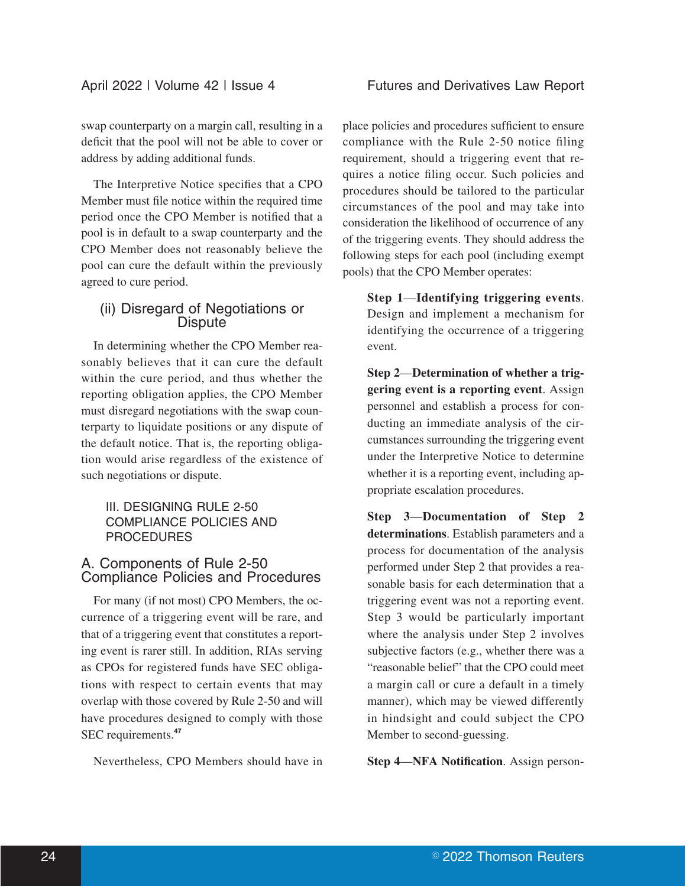swap counterparty on a margin call, resulting in a deficit that the pool will not be able to cover or address by adding additional funds.

The Interpretive Notice specifies that a CPO Member must file notice within the required time period once the CPO Member is notified that a pool is in default to a swap counterparty and the CPO Member does not reasonably believe the pool can cure the default within the previously agreed to cure period.

### (ii) Disregard of Negotiations or Dispute

In determining whether the CPO Member reasonably believes that it can cure the default within the cure period, and thus whether the reporting obligation applies, the CPO Member must disregard negotiations with the swap counterparty to liquidate positions or any dispute of the default notice. That is, the reporting obligation would arise regardless of the existence of such negotiations or dispute.

## III. DESIGNING RULE 2-50 COMPLIANCE POLICIES AND PROCEDURES

### A. Components of Rule 2-50 Compliance Policies and Procedures

For many (if not most) CPO Members, the occurrence of a triggering event will be rare, and that of a triggering event that constitutes a reporting event is rarer still. In addition, RIAs serving as CPOs for registered funds have SEC obligations with respect to certain events that may overlap with those covered by Rule 2-50 and will have procedures designed to comply with those SEC requirements.[47]

Nevertheless, CPO Members should have in place policies and procedures sufficient to ensure compliance with the Rule 2-50 notice filing requirement, should a triggering event that requires a notice filing occur. Such policies and procedures should be tailored to the particular circumstances of the pool and may take into consideration the likelihood of occurrence of any of the triggering events. They should address the following steps for each pool (including exempt pools) that the CPO Member operates:

**Step 1—Identifying triggering events**. Design and implement a mechanism for identifying the occurrence of a triggering event.

**Step 2—Determination of whether a triggering event is a reporting event**. Assign personnel and establish a process for conducting an immediate analysis of the circumstances surrounding the triggering event under the Interpretive Notice to determine whether it is a reporting event, including appropriate escalation procedures.

**Step 3—Documentation of Step 2 determinations**. Establish parameters and a process for documentation of the analysis performed under Step 2 that provides a reasonable basis for each determination that a triggering event was not a reporting event. Step 3 would be particularly important where the analysis under Step 2 involves subjective factors (e.g., whether there was a "reasonable belief" that the CPO could meet a margin call or cure a default in a timely manner), which may be viewed differently in hindsight and could subject the CPO Member to second-guessing.

**Step 4—NFA Notification**. Assign person-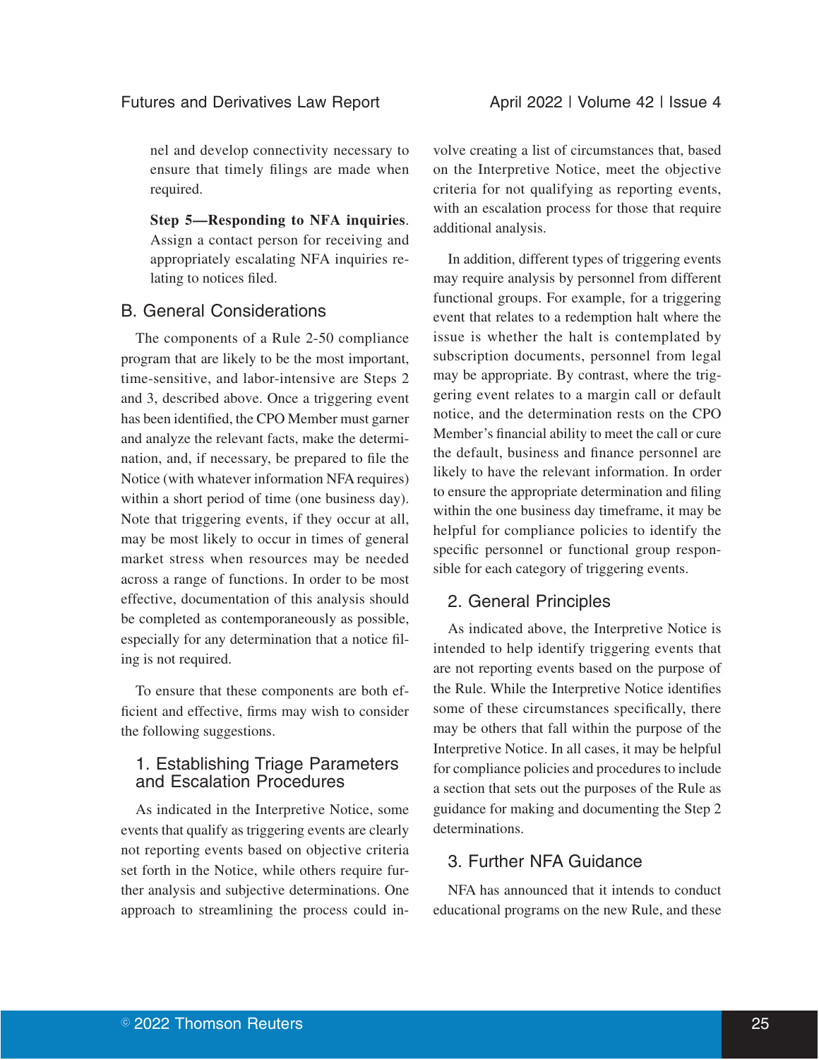nel and develop connectivity necessary to ensure that timely filings are made when required.

**Step 5—Responding to NFA inquiries**. Assign a contact person for receiving and appropriately escalating NFA inquiries relating to notices filed.

## B. General Considerations

The components of a Rule 2-50 compliance program that are likely to be the most important, time-sensitive, and labor-intensive are Steps 2 and 3, described above. Once a triggering event has been identified, the CPO Member must garner and analyze the relevant facts, make the determination, and, if necessary, be prepared to file the Notice (with whatever information NFA requires) within a short period of time (one business day). Note that triggering events, if they occur at all, may be most likely to occur in times of general market stress when resources may be needed across a range of functions. In order to be most effective, documentation of this analysis should be completed as contemporaneously as possible, especially for any determination that a notice filing is not required.

To ensure that these components are both efficient and effective, firms may wish to consider the following suggestions.

### 1. Establishing Triage Parameters and Escalation Procedures

As indicated in the Interpretive Notice, some events that qualify as triggering events are clearly not reporting events based on objective criteria set forth in the Notice, while others require further analysis and subjective determinations. One approach to streamlining the process could involve creating a list of circumstances that, based on the Interpretive Notice, meet the objective criteria for not qualifying as reporting events, with an escalation process for those that require additional analysis.

In addition, different types of triggering events may require analysis by personnel from different functional groups. For example, for a triggering event that relates to a redemption halt where the issue is whether the halt is contemplated by subscription documents, personnel from legal may be appropriate. By contrast, where the triggering event relates to a margin call or default notice, and the determination rests on the CPO Member's financial ability to meet the call or cure the default, business and finance personnel are likely to have the relevant information. In order to ensure the appropriate determination and filing within the one business day timeframe, it may be helpful for compliance policies to identify the specific personnel or functional group responsible for each category of triggering events.

### 2. General Principles

As indicated above, the Interpretive Notice is intended to help identify triggering events that are not reporting events based on the purpose of the Rule. While the Interpretive Notice identifies some of these circumstances specifically, there may be others that fall within the purpose of the Interpretive Notice. In all cases, it may be helpful for compliance policies and procedures to include a section that sets out the purposes of the Rule as guidance for making and documenting the Step 2 determinations.

### 3. Further NFA Guidance

NFA has announced that it intends to conduct educational programs on the new Rule, and these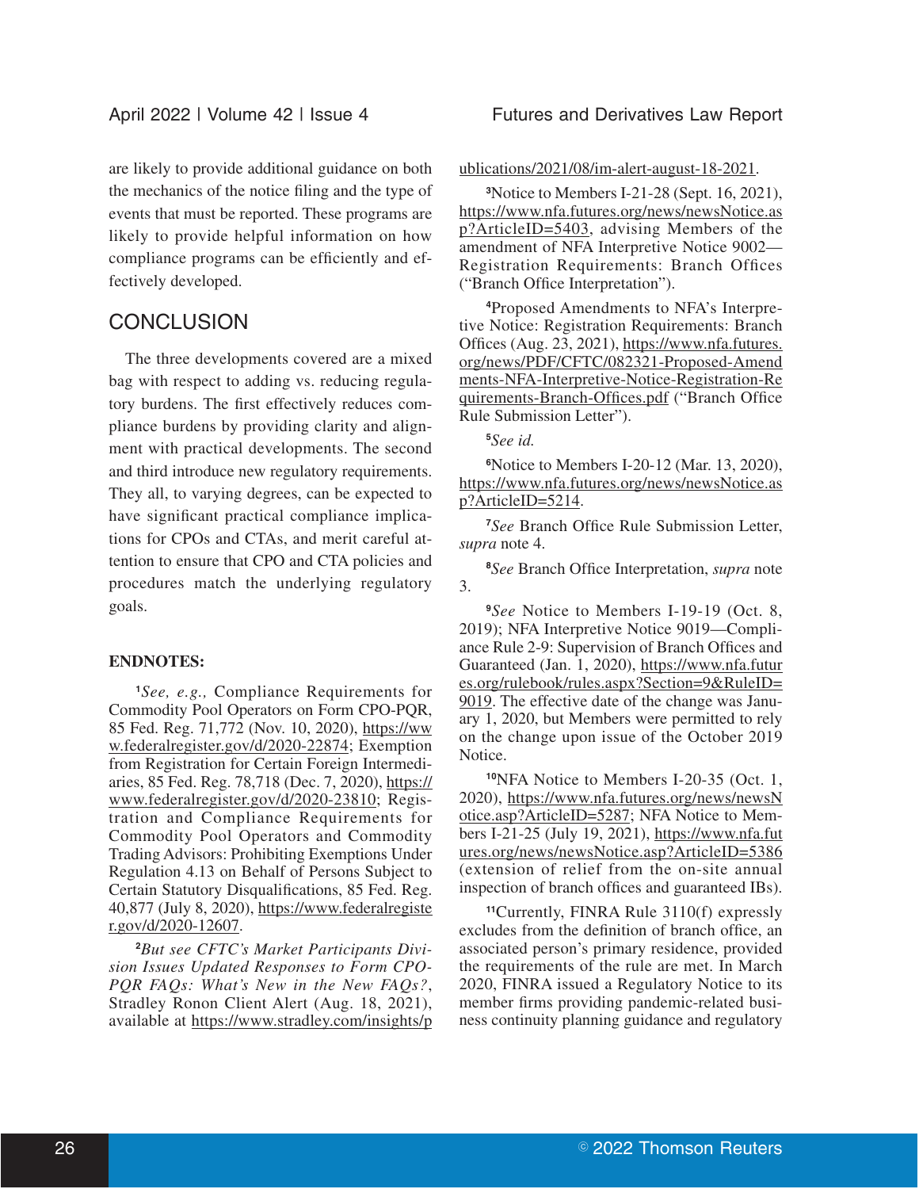are likely to provide additional guidance on both the mechanics of the notice filing and the type of events that must be reported. These programs are likely to provide helpful information on how compliance programs can be efficiently and effectively developed.

## CONCLUSION

The three developments covered are a mixed bag with respect to adding vs. reducing regulatory burdens. The first effectively reduces compliance burdens by providing clarity and alignment with practical developments. The second and third introduce new regulatory requirements. They all, to varying degrees, can be expected to have significant practical compliance implications for CPOs and CTAs, and merit careful attention to ensure that CPO and CTA policies and procedures match the underlying regulatory goals.

**ENDNOTES:**

[1]*See, e.g.,* Compliance Requirements for Commodity Pool Operators on Form CPO-PQR, 85 Fed. Reg. 71,772 (Nov. 10, 2020), https://www.federalregister.gov/d/2020-22874; Exemption from Registration for Certain Foreign Intermediaries, 85 Fed. Reg. 78,718 (Dec. 7, 2020), https://www.federalregister.gov/d/2020-23810; Registration and Compliance Requirements for Commodity Pool Operators and Commodity Trading Advisors: Prohibiting Exemptions Under Regulation 4.13 on Behalf of Persons Subject to Certain Statutory Disqualifications, 85 Fed. Reg. 40,877 (July 8, 2020), https://www.federalregister.gov/d/2020-12607.

[2]*But see CFTC's Market Participants Division Issues Updated Responses to Form CPO-PQR FAQs: What's New in the New FAQs?*, Stradley Ronon Client Alert (Aug. 18, 2021), available at https://www.stradley.com/insights/publications/2021/08/im-alert-august-18-2021.

[3]Notice to Members I-21-28 (Sept. 16, 2021), https://www.nfa.futures.org/news/newsNotice.asp?ArticleID=5403, advising Members of the amendment of NFA Interpretive Notice 9002—Registration Requirements: Branch Offices ("Branch Office Interpretation").

[4]Proposed Amendments to NFA's Interpretive Notice: Registration Requirements: Branch Offices (Aug. 23, 2021), https://www.nfa.futures.org/news/PDF/CFTC/082321-Proposed-Amendments-NFA-Interpretive-Notice-Registration-Requirements-Branch-Offices.pdf ("Branch Office Rule Submission Letter").

[5]*See id.*

[6]Notice to Members I-20-12 (Mar. 13, 2020), https://www.nfa.futures.org/news/newsNotice.asp?ArticleID=5214.

[7]*See* Branch Office Rule Submission Letter, *supra* note 4.

[8]*See* Branch Office Interpretation, *supra* note 3.

[9]*See* Notice to Members I-19-19 (Oct. 8, 2019); NFA Interpretive Notice 9019—Compliance Rule 2-9: Supervision of Branch Offices and Guaranteed (Jan. 1, 2020), https://www.nfa.futures.org/rulebook/rules.aspx?Section=9&RuleID=9019. The effective date of the change was January 1, 2020, but Members were permitted to rely on the change upon issue of the October 2019 Notice.

[10]NFA Notice to Members I-20-35 (Oct. 1, 2020), https://www.nfa.futures.org/news/newsNotice.asp?ArticleID=5287; NFA Notice to Members I-21-25 (July 19, 2021), https://www.nfa.futures.org/news/newsNotice.asp?ArticleID=5386 (extension of relief from the on-site annual inspection of branch offices and guaranteed IBs).

[11]Currently, FINRA Rule 3110(f) expressly excludes from the definition of branch office, an associated person's primary residence, provided the requirements of the rule are met. In March 2020, FINRA issued a Regulatory Notice to its member firms providing pandemic-related business continuity planning guidance and regulatory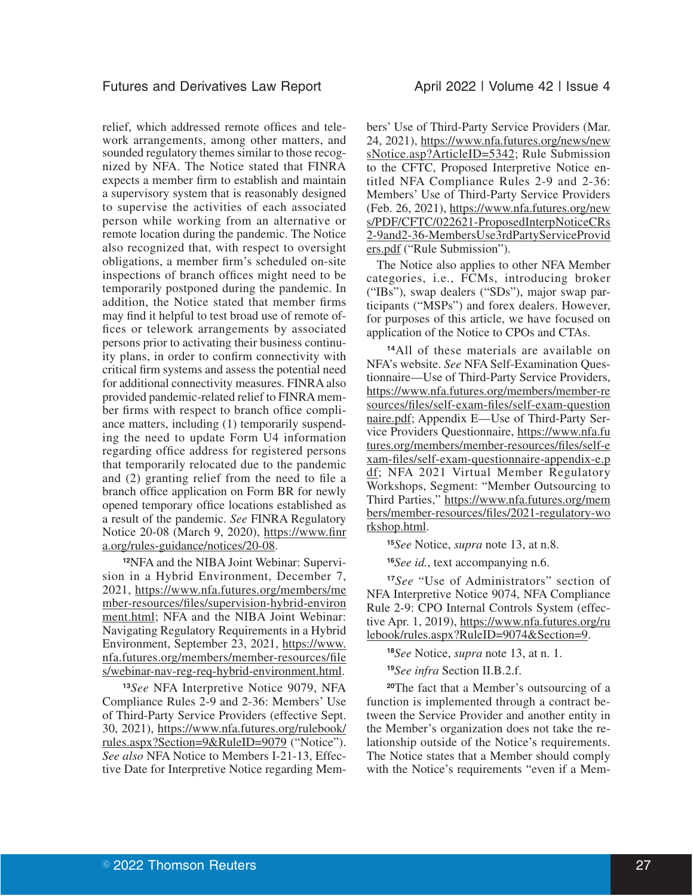relief, which addressed remote offices and telework arrangements, among other matters, and sounded regulatory themes similar to those recognized by NFA. The Notice stated that FINRA expects a member firm to establish and maintain a supervisory system that is reasonably designed to supervise the activities of each associated person while working from an alternative or remote location during the pandemic. The Notice also recognized that, with respect to oversight obligations, a member firm's scheduled on-site inspections of branch offices might need to be temporarily postponed during the pandemic. In addition, the Notice stated that member firms may find it helpful to test broad use of remote offices or telework arrangements by associated persons prior to activating their business continuity plans, in order to confirm connectivity with critical firm systems and assess the potential need for additional connectivity measures. FINRA also provided pandemic-related relief to FINRA member firms with respect to branch office compliance matters, including (1) temporarily suspending the need to update Form U4 information regarding office address for registered persons that temporarily relocated due to the pandemic and (2) granting relief from the need to file a branch office application on Form BR for newly opened temporary office locations established as a result of the pandemic. *See* FINRA Regulatory Notice 20-08 (March 9, 2020), https://www.finra.org/rules-guidance/notices/20-08.

[12]NFA and the NIBA Joint Webinar: Supervision in a Hybrid Environment, December 7, 2021, https://www.nfa.futures.org/members/member-resources/files/supervision-hybrid-environment.html; NFA and the NIBA Joint Webinar: Navigating Regulatory Requirements in a Hybrid Environment, September 23, 2021, https://www.nfa.futures.org/members/member-resources/files/webinar-nav-reg-req-hybrid-environment.html.

[13]*See* NFA Interpretive Notice 9079, NFA Compliance Rules 2-9 and 2-36: Members' Use of Third-Party Service Providers (effective Sept. 30, 2021), https://www.nfa.futures.org/rulebook/rules.aspx?Section=9&RuleID=9079 ("Notice"). *See also* NFA Notice to Members I-21-13, Effective Date for Interpretive Notice regarding Members' Use of Third-Party Service Providers (Mar. 24, 2021), https://www.nfa.futures.org/news/newsNotice.asp?ArticleID=5342; Rule Submission to the CFTC, Proposed Interpretive Notice entitled NFA Compliance Rules 2-9 and 2-36: Members' Use of Third-Party Service Providers (Feb. 26, 2021), https://www.nfa.futures.org/news/PDF/CFTC/022621-ProposedInterpNoticeCRs2-9and2-36-MembersUse3rdPartyServiceProviders.pdf ("Rule Submission").

The Notice also applies to other NFA Member categories, i.e., FCMs, introducing broker ("IBs"), swap dealers ("SDs"), major swap participants ("MSPs") and forex dealers. However, for purposes of this article, we have focused on application of the Notice to CPOs and CTAs.

[14]All of these materials are available on NFA's website. *See* NFA Self-Examination Questionnaire—Use of Third-Party Service Providers, https://www.nfa.futures.org/members/member-resources/files/self-exam-files/self-exam-questionnaire.pdf; Appendix E—Use of Third-Party Service Providers Questionnaire, https://www.nfa.futures.org/members/member-resources/files/self-exam-files/self-exam-questionnaire-appendix-e.pdf; NFA 2021 Virtual Member Regulatory Workshops, Segment: "Member Outsourcing to Third Parties," https://www.nfa.futures.org/members/member-resources/files/2021-regulatory-workshop.html.

[15]*See* Notice, *supra* note 13, at n.8.

[16]*See id.*, text accompanying n.6.

[17]*See* "Use of Administrators" section of NFA Interpretive Notice 9074, NFA Compliance Rule 2-9: CPO Internal Controls System (effective Apr. 1, 2019), https://www.nfa.futures.org/rulebook/rules.aspx?RuleID=9074&Section=9.

[18]*See* Notice, *supra* note 13, at n. 1.

[19]*See infra* Section II.B.2.f.

[20]The fact that a Member's outsourcing of a function is implemented through a contract between the Service Provider and another entity in the Member's organization does not take the relationship outside of the Notice's requirements. The Notice states that a Member should comply with the Notice's requirements "even if a Mem-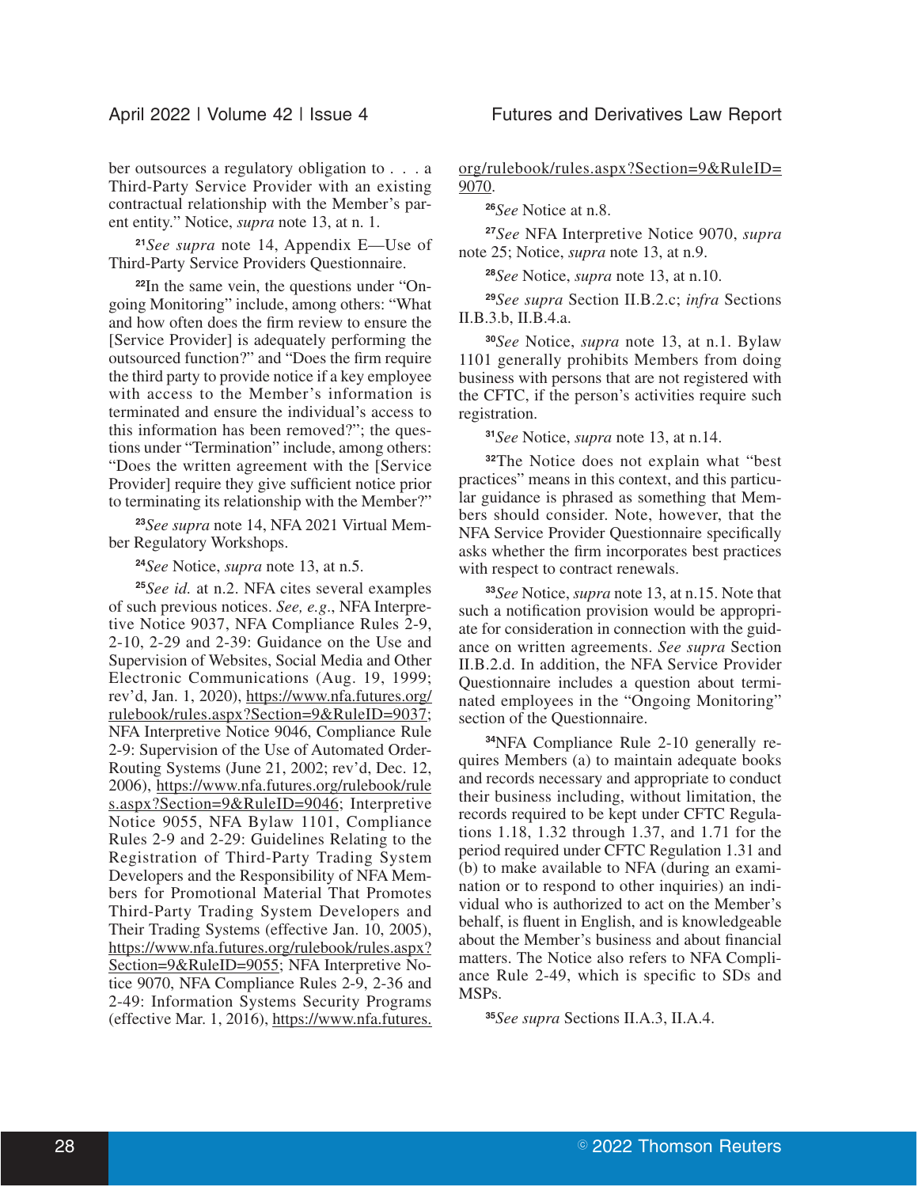ber outsources a regulatory obligation to . . . a Third-Party Service Provider with an existing contractual relationship with the Member's parent entity." Notice, *supra* note 13, at n. 1.

[21]*See supra* note 14, Appendix E—Use of Third-Party Service Providers Questionnaire.

[22]In the same vein, the questions under "Ongoing Monitoring" include, among others: "What and how often does the firm review to ensure the [Service Provider] is adequately performing the outsourced function?" and "Does the firm require the third party to provide notice if a key employee with access to the Member's information is terminated and ensure the individual's access to this information has been removed?"; the questions under "Termination" include, among others: "Does the written agreement with the [Service Provider] require they give sufficient notice prior to terminating its relationship with the Member?"

[23]*See supra* note 14, NFA 2021 Virtual Member Regulatory Workshops.

[24]*See* Notice, *supra* note 13, at n.5.

[25]*See id.* at n.2. NFA cites several examples of such previous notices. *See, e.g.*, NFA Interpretive Notice 9037, NFA Compliance Rules 2-9, 2-10, 2-29 and 2-39: Guidance on the Use and Supervision of Websites, Social Media and Other Electronic Communications (Aug. 19, 1999; rev'd, Jan. 1, 2020), https://www.nfa.futures.org/rulebook/rules.aspx?Section=9&RuleID=9037; NFA Interpretive Notice 9046, Compliance Rule 2-9: Supervision of the Use of Automated Order-Routing Systems (June 21, 2002; rev'd, Dec. 12, 2006), https://www.nfa.futures.org/rulebook/rules.aspx?Section=9&RuleID=9046; Interpretive Notice 9055, NFA Bylaw 1101, Compliance Rules 2-9 and 2-29: Guidelines Relating to the Registration of Third-Party Trading System Developers and the Responsibility of NFA Members for Promotional Material That Promotes Third-Party Trading System Developers and Their Trading Systems (effective Jan. 10, 2005), https://www.nfa.futures.org/rulebook/rules.aspx?Section=9&RuleID=9055; NFA Interpretive Notice 9070, NFA Compliance Rules 2-9, 2-36 and 2-49: Information Systems Security Programs (effective Mar. 1, 2016), https://www.nfa.futures.org/rulebook/rules.aspx?Section=9&RuleID=9070.

[26]*See* Notice at n.8.

[27]*See* NFA Interpretive Notice 9070, *supra* note 25; Notice, *supra* note 13, at n.9.

[28]*See* Notice, *supra* note 13, at n.10.

[29]*See supra* Section II.B.2.c; *infra* Sections II.B.3.b, II.B.4.a.

[30]*See* Notice, *supra* note 13, at n.1. Bylaw 1101 generally prohibits Members from doing business with persons that are not registered with the CFTC, if the person's activities require such registration.

[31]*See* Notice, *supra* note 13, at n.14.

[32]The Notice does not explain what "best practices" means in this context, and this particular guidance is phrased as something that Members should consider. Note, however, that the NFA Service Provider Questionnaire specifically asks whether the firm incorporates best practices with respect to contract renewals.

[33]*See* Notice, *supra* note 13, at n.15. Note that such a notification provision would be appropriate for consideration in connection with the guidance on written agreements. *See supra* Section II.B.2.d. In addition, the NFA Service Provider Questionnaire includes a question about terminated employees in the "Ongoing Monitoring" section of the Questionnaire.

[34]NFA Compliance Rule 2-10 generally requires Members (a) to maintain adequate books and records necessary and appropriate to conduct their business including, without limitation, the records required to be kept under CFTC Regulations 1.18, 1.32 through 1.37, and 1.71 for the period required under CFTC Regulation 1.31 and (b) to make available to NFA (during an examination or to respond to other inquiries) an individual who is authorized to act on the Member's behalf, is fluent in English, and is knowledgeable about the Member's business and about financial matters. The Notice also refers to NFA Compliance Rule 2-49, which is specific to SDs and MSPs.

[35]*See supra* Sections II.A.3, II.A.4.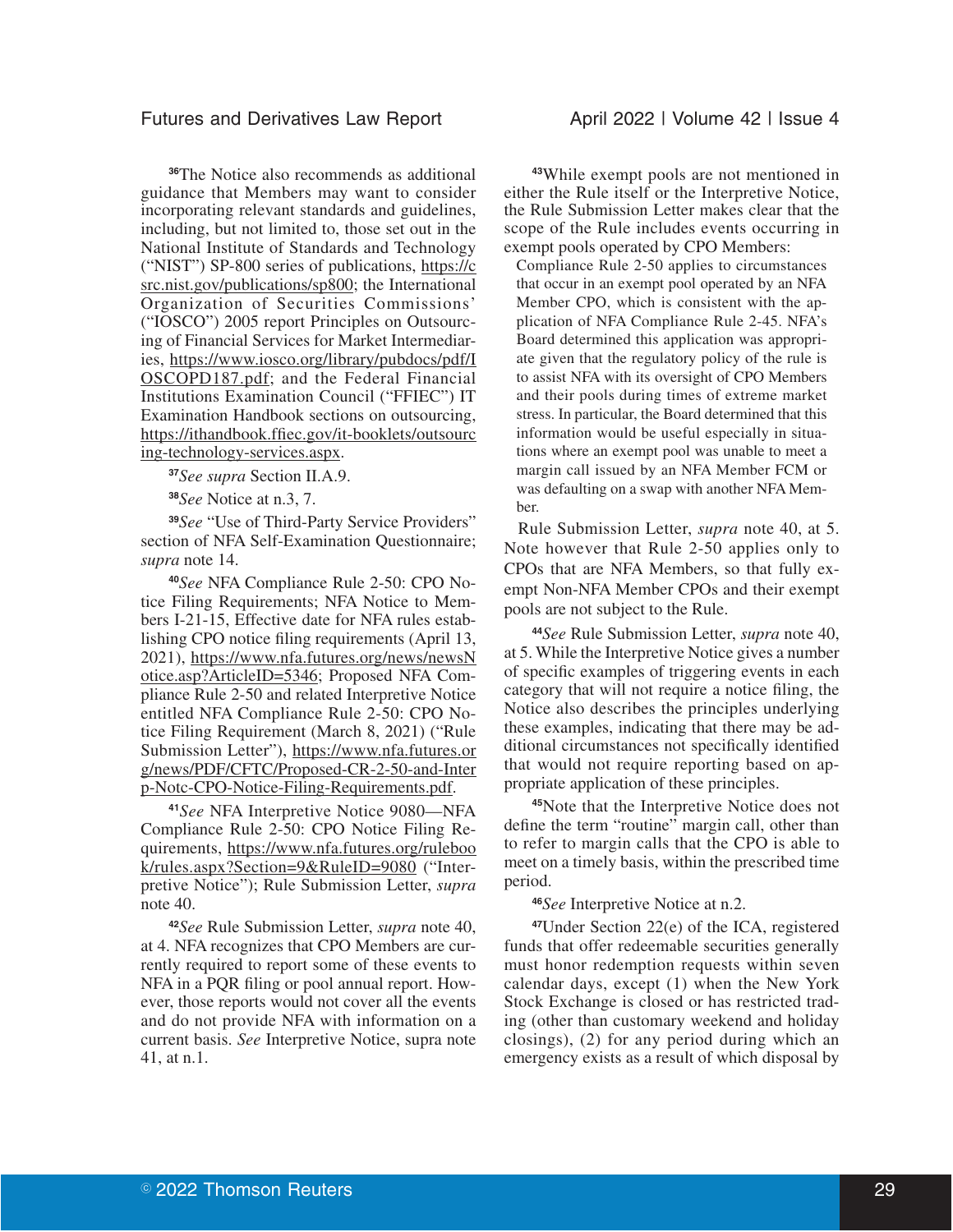[36]The Notice also recommends as additional guidance that Members may want to consider incorporating relevant standards and guidelines, including, but not limited to, those set out in the National Institute of Standards and Technology ("NIST") SP-800 series of publications, https://csrc.nist.gov/publications/sp800; the International Organization of Securities Commissions' ("IOSCO") 2005 report Principles on Outsourcing of Financial Services for Market Intermediaries, https://www.iosco.org/library/pubdocs/pdf/IOSCOPD187.pdf; and the Federal Financial Institutions Examination Council ("FFIEC") IT Examination Handbook sections on outsourcing, https://ithandbook.ffiec.gov/it-booklets/outsourcing-technology-services.aspx.

[37]*See supra* Section II.A.9.

[38]*See* Notice at n.3, 7.

[39]*See* "Use of Third-Party Service Providers" section of NFA Self-Examination Questionnaire; *supra* note 14.

[40]*See* NFA Compliance Rule 2-50: CPO Notice Filing Requirements; NFA Notice to Members I-21-15, Effective date for NFA rules establishing CPO notice filing requirements (April 13, 2021), https://www.nfa.futures.org/news/newsNotice.asp?ArticleID=5346; Proposed NFA Compliance Rule 2-50 and related Interpretive Notice entitled NFA Compliance Rule 2-50: CPO Notice Filing Requirement (March 8, 2021) ("Rule Submission Letter"), https://www.nfa.futures.org/news/PDF/CFTC/Proposed-CR-2-50-and-Interp-Notc-CPO-Notice-Filing-Requirements.pdf.

[41]*See* NFA Interpretive Notice 9080—NFA Compliance Rule 2-50: CPO Notice Filing Requirements, https://www.nfa.futures.org/rulebook/rules.aspx?Section=9&RuleID=9080 ("Interpretive Notice"); Rule Submission Letter, *supra* note 40.

[42]*See* Rule Submission Letter, *supra* note 40, at 4. NFA recognizes that CPO Members are currently required to report some of these events to NFA in a PQR filing or pool annual report. However, those reports would not cover all the events and do not provide NFA with information on a current basis. *See* Interpretive Notice, supra note 41, at n.1.

[43]While exempt pools are not mentioned in either the Rule itself or the Interpretive Notice, the Rule Submission Letter makes clear that the scope of the Rule includes events occurring in exempt pools operated by CPO Members:

> Compliance Rule 2-50 applies to circumstances that occur in an exempt pool operated by an NFA Member CPO, which is consistent with the application of NFA Compliance Rule 2-45. NFA's Board determined this application was appropriate given that the regulatory policy of the rule is to assist NFA with its oversight of CPO Members and their pools during times of extreme market stress. In particular, the Board determined that this information would be useful especially in situations where an exempt pool was unable to meet a margin call issued by an NFA Member FCM or was defaulting on a swap with another NFA Member.

Rule Submission Letter, *supra* note 40, at 5. Note however that Rule 2-50 applies only to CPOs that are NFA Members, so that fully exempt Non-NFA Member CPOs and their exempt pools are not subject to the Rule.

[44]*See* Rule Submission Letter, *supra* note 40, at 5. While the Interpretive Notice gives a number of specific examples of triggering events in each category that will not require a notice filing, the Notice also describes the principles underlying these examples, indicating that there may be additional circumstances not specifically identified that would not require reporting based on appropriate application of these principles.

[45]Note that the Interpretive Notice does not define the term "routine" margin call, other than to refer to margin calls that the CPO is able to meet on a timely basis, within the prescribed time period.

[46]*See* Interpretive Notice at n.2.

[47]Under Section 22(e) of the ICA, registered funds that offer redeemable securities generally must honor redemption requests within seven calendar days, except (1) when the New York Stock Exchange is closed or has restricted trading (other than customary weekend and holiday closings), (2) for any period during which an emergency exists as a result of which disposal by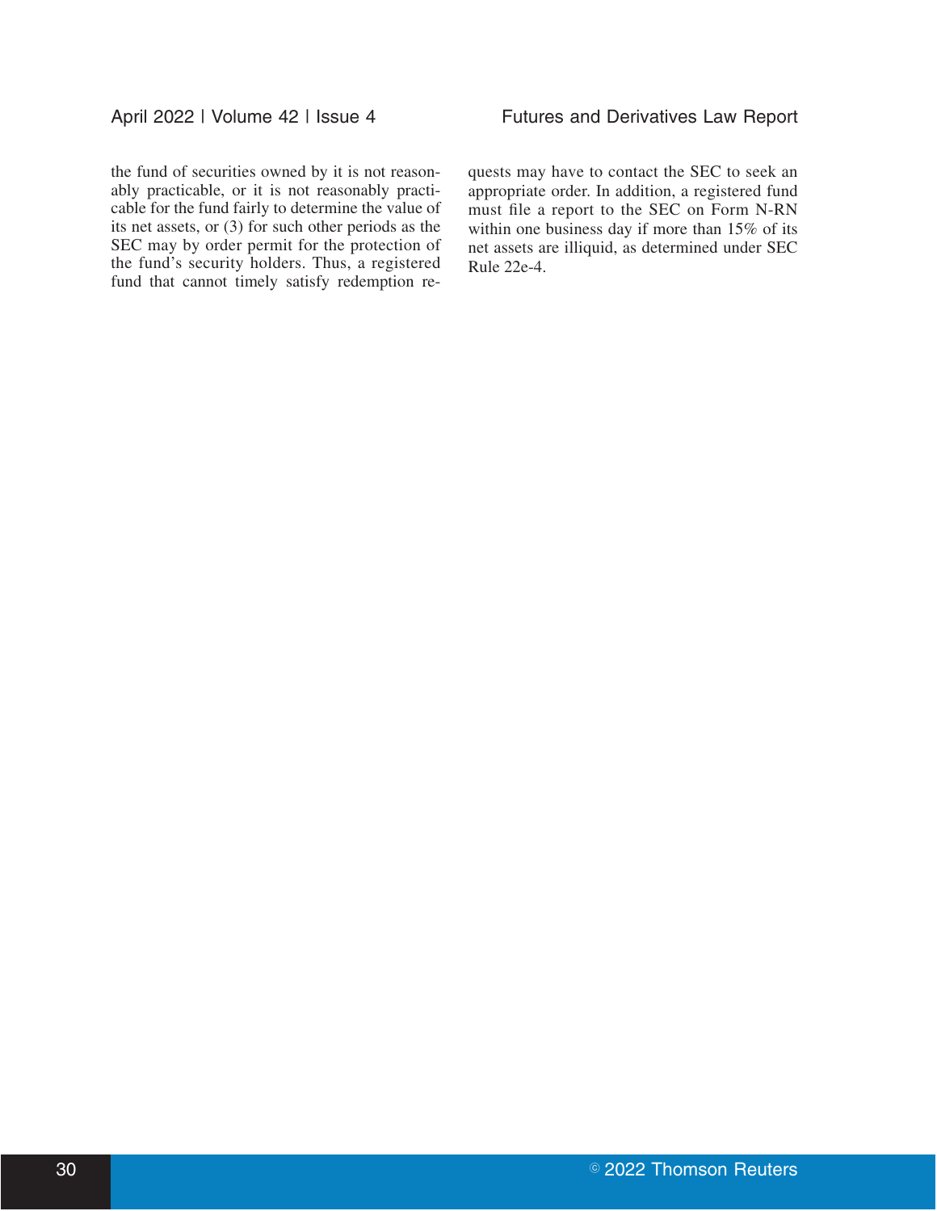the fund of securities owned by it is not reasonably practicable, or it is not reasonably practicable for the fund fairly to determine the value of its net assets, or (3) for such other periods as the SEC may by order permit for the protection of the fund's security holders. Thus, a registered fund that cannot timely satisfy redemption requests may have to contact the SEC to seek an appropriate order. In addition, a registered fund must file a report to the SEC on Form N-RN within one business day if more than 15% of its net assets are illiquid, as determined under SEC Rule 22e-4.